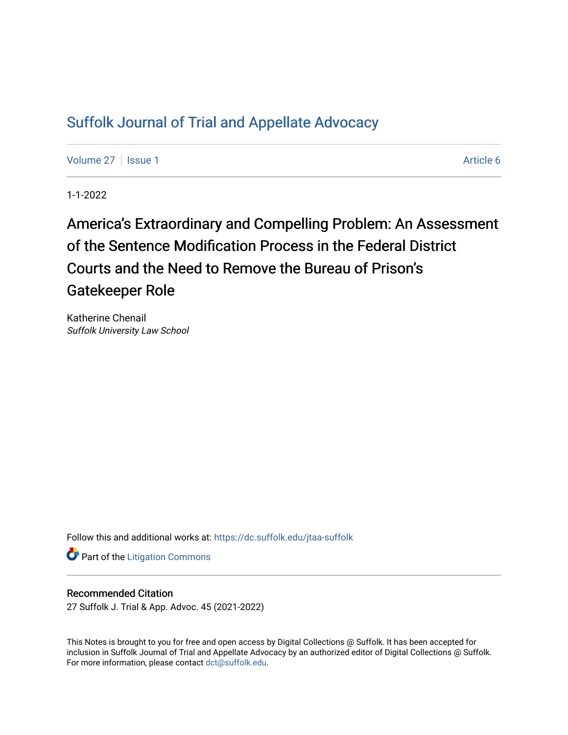[Suffolk Journal of Trial and Appellate Advocacy](https://dc.suffolk.edu/jtaa-suffolk)

[Volume 27](https://dc.suffolk.edu/jtaa-suffolk/vol27) | [Issue 1](https://dc.suffolk.edu/jtaa-suffolk/vol27/iss1) | Article 6

1-1-2022

# America's Extraordinary and Compelling Problem: An Assessment of the Sentence Modification Process in the Federal District Courts and the Need to Remove the Bureau of Prison's Gatekeeper Role

Katherine Chenail
*Suffolk University Law School*

Follow this and additional works at: https://dc.suffolk.edu/jtaa-suffolk

Part of the [Litigation Commons](https://network.bepress.com/hgg/discipline/910)

## Recommended Citation

27 Suffolk J. Trial & App. Advoc. 45 (2021-2022)

This Notes is brought to you for free and open access by Digital Collections @ Suffolk. It has been accepted for inclusion in Suffolk Journal of Trial and Appellate Advocacy by an authorized editor of Digital Collections @ Suffolk. For more information, please contact dct@suffolk.edu.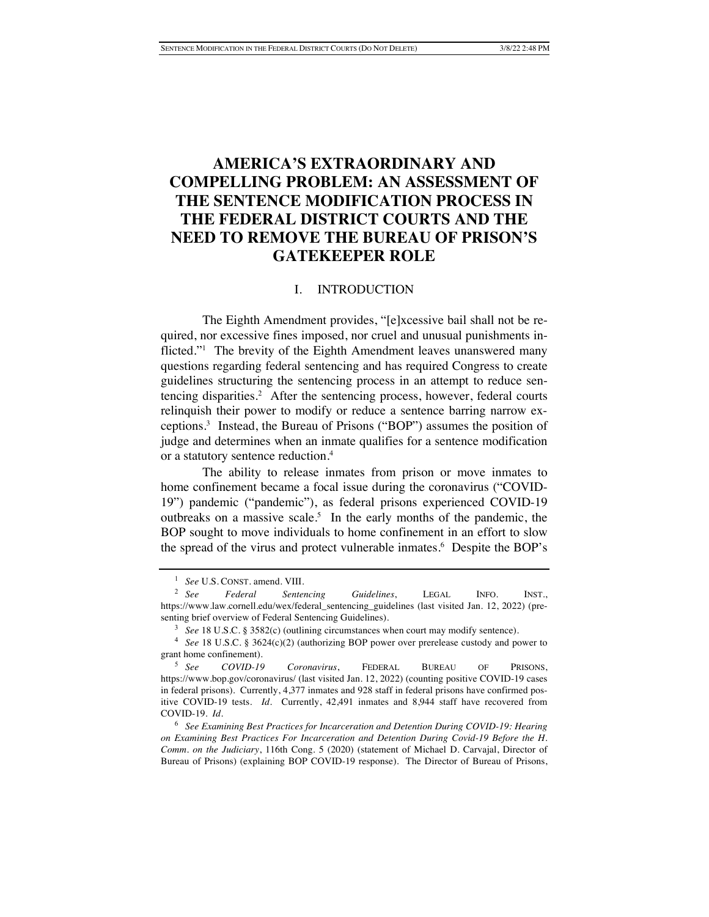# AMERICA'S EXTRAORDINARY AND COMPELLING PROBLEM: AN ASSESSMENT OF THE SENTENCE MODIFICATION PROCESS IN THE FEDERAL DISTRICT COURTS AND THE NEED TO REMOVE THE BUREAU OF PRISON'S GATEKEEPER ROLE

## I. INTRODUCTION

The Eighth Amendment provides, "[e]xcessive bail shall not be required, nor excessive fines imposed, nor cruel and unusual punishments inflicted."[1] The brevity of the Eighth Amendment leaves unanswered many questions regarding federal sentencing and has required Congress to create guidelines structuring the sentencing process in an attempt to reduce sentencing disparities.[2] After the sentencing process, however, federal courts relinquish their power to modify or reduce a sentence barring narrow exceptions.[3] Instead, the Bureau of Prisons ("BOP") assumes the position of judge and determines when an inmate qualifies for a sentence modification or a statutory sentence reduction.[4]

The ability to release inmates from prison or move inmates to home confinement became a focal issue during the coronavirus ("COVID-19") pandemic ("pandemic"), as federal prisons experienced COVID-19 outbreaks on a massive scale.[5] In the early months of the pandemic, the BOP sought to move individuals to home confinement in an effort to slow the spread of the virus and protect vulnerable inmates.[6] Despite the BOP's

---

[1] *See* U.S. CONST. amend. VIII.

[2] *See* *Federal Sentencing Guidelines*, LEGAL INFO. INST., https://www.law.cornell.edu/wex/federal_sentencing_guidelines (last visited Jan. 12, 2022) (presenting brief overview of Federal Sentencing Guidelines).

[3] *See* 18 U.S.C. § 3582(c) (outlining circumstances when court may modify sentence).

[4] *See* 18 U.S.C. § 3624(c)(2) (authorizing BOP power over prerelease custody and power to grant home confinement).

[5] *See* *COVID-19 Coronavirus*, FEDERAL BUREAU OF PRISONS, https://www.bop.gov/coronavirus/ (last visited Jan. 12, 2022) (counting positive COVID-19 cases in federal prisons). Currently, 4,377 inmates and 928 staff in federal prisons have confirmed positive COVID-19 tests. *Id.* Currently, 42,491 inmates and 8,944 staff have recovered from COVID-19. *Id.*

[6] *See* *Examining Best Practices for Incarceration and Detention During COVID-19: Hearing on Examining Best Practices For Incarceration and Detention During Covid-19 Before the H. Comm. on the Judiciary*, 116th Cong. 5 (2020) (statement of Michael D. Carvajal, Director of Bureau of Prisons) (explaining BOP COVID-19 response). The Director of Bureau of Prisons,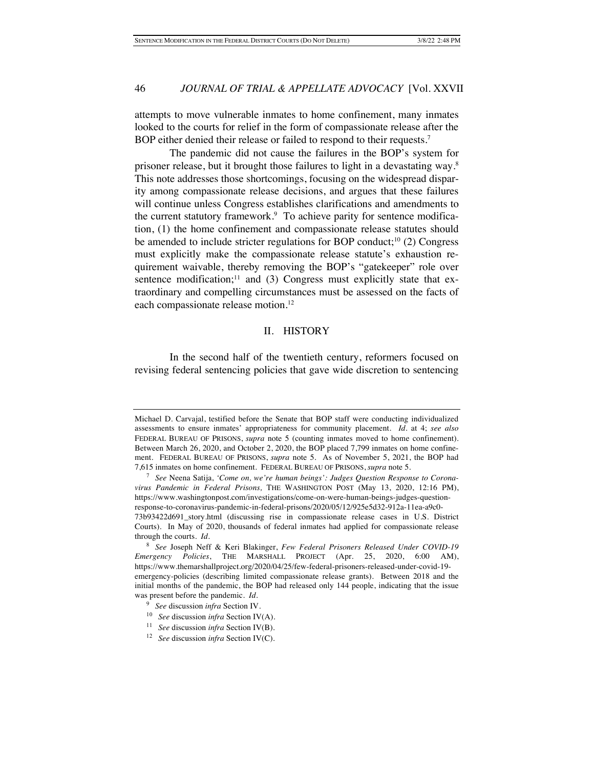attempts to move vulnerable inmates to home confinement, many inmates looked to the courts for relief in the form of compassionate release after the BOP either denied their release or failed to respond to their requests.[7]

The pandemic did not cause the failures in the BOP's system for prisoner release, but it brought those failures to light in a devastating way.[8] This note addresses those shortcomings, focusing on the widespread disparity among compassionate release decisions, and argues that these failures will continue unless Congress establishes clarifications and amendments to the current statutory framework.[9] To achieve parity for sentence modification, (1) the home confinement and compassionate release statutes should be amended to include stricter regulations for BOP conduct;[10] (2) Congress must explicitly make the compassionate release statute's exhaustion requirement waivable, thereby removing the BOP's "gatekeeper" role over sentence modification;[11] and (3) Congress must explicitly state that extraordinary and compelling circumstances must be assessed on the facts of each compassionate release motion.[12]

## II. HISTORY

In the second half of the twentieth century, reformers focused on revising federal sentencing policies that gave wide discretion to sentencing

---

Michael D. Carvajal, testified before the Senate that BOP staff were conducting individualized assessments to ensure inmates' appropriateness for community placement. *Id.* at 4; *see also* FEDERAL BUREAU OF PRISONS, *supra* note 5 (counting inmates moved to home confinement). Between March 26, 2020, and October 2, 2020, the BOP placed 7,799 inmates on home confinement. FEDERAL BUREAU OF PRISONS, *supra* note 5. As of November 5, 2021, the BOP had 7,615 inmates on home confinement. FEDERAL BUREAU OF PRISONS, *supra* note 5.

[7] *See* Neena Satija, *'Come on, we're human beings': Judges Question Response to Coronavirus Pandemic in Federal Prisons,* THE WASHINGTON POST (May 13, 2020, 12:16 PM), https://www.washingtonpost.com/investigations/come-on-were-human-beings-judges-question-response-to-coronavirus-pandemic-in-federal-prisons/2020/05/12/925e5d32-912a-11ea-a9c0-73b93422d691_story.html (discussing rise in compassionate release cases in U.S. District Courts). In May of 2020, thousands of federal inmates had applied for compassionate release through the courts. *Id.*

[8] *See* Joseph Neff & Keri Blakinger, *Few Federal Prisoners Released Under COVID-19 Emergency Policies*, THE MARSHALL PROJECT (Apr. 25, 2020, 6:00 AM), https://www.themarshallproject.org/2020/04/25/few-federal-prisoners-released-under-covid-19-emergency-policies (describing limited compassionate release grants). Between 2018 and the initial months of the pandemic, the BOP had released only 144 people, indicating that the issue was present before the pandemic. *Id.*

[9] *See* discussion *infra* Section IV.

[10] *See* discussion *infra* Section IV(A).

[11] *See* discussion *infra* Section IV(B).

[12] *See* discussion *infra* Section IV(C).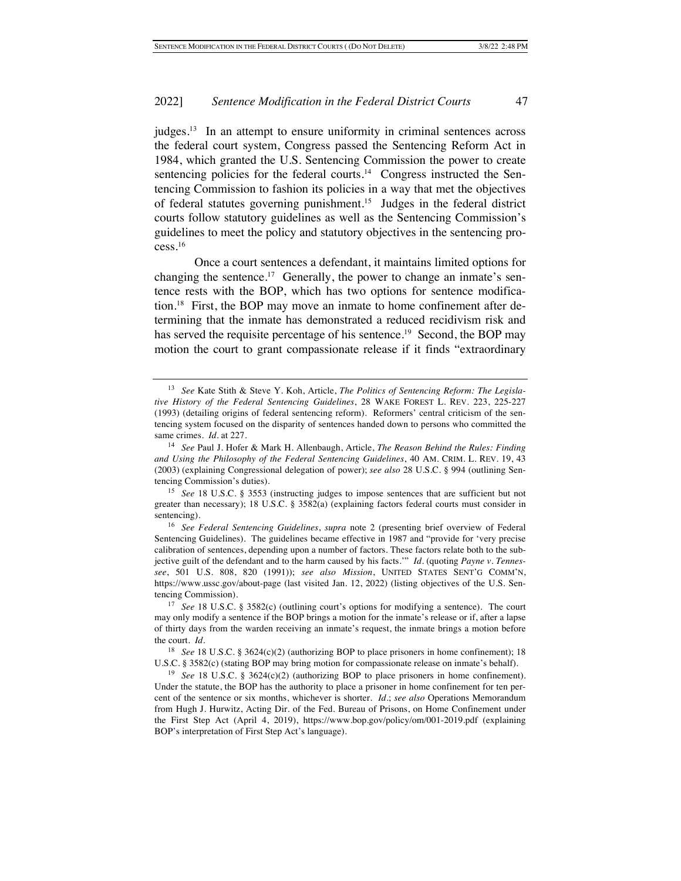judges.[13] In an attempt to ensure uniformity in criminal sentences across the federal court system, Congress passed the Sentencing Reform Act in 1984, which granted the U.S. Sentencing Commission the power to create sentencing policies for the federal courts.[14] Congress instructed the Sentencing Commission to fashion its policies in a way that met the objectives of federal statutes governing punishment.[15] Judges in the federal district courts follow statutory guidelines as well as the Sentencing Commission's guidelines to meet the policy and statutory objectives in the sentencing process.[16]

Once a court sentences a defendant, it maintains limited options for changing the sentence.[17] Generally, the power to change an inmate's sentence rests with the BOP, which has two options for sentence modification.[18] First, the BOP may move an inmate to home confinement after determining that the inmate has demonstrated a reduced recidivism risk and has served the requisite percentage of his sentence.[19] Second, the BOP may motion the court to grant compassionate release if it finds "extraordinary

---

[13] *See* Kate Stith & Steve Y. Koh, Article, *The Politics of Sentencing Reform: The Legislative History of the Federal Sentencing Guidelines*, 28 WAKE FOREST L. REV. 223, 225-227 (1993) (detailing origins of federal sentencing reform). Reformers' central criticism of the sentencing system focused on the disparity of sentences handed down to persons who committed the same crimes. *Id.* at 227.

[14] *See* Paul J. Hofer & Mark H. Allenbaugh, Article, *The Reason Behind the Rules: Finding and Using the Philosophy of the Federal Sentencing Guidelines*, 40 AM. CRIM. L. REV. 19, 43 (2003) (explaining Congressional delegation of power); *see also* 28 U.S.C. § 994 (outlining Sentencing Commission's duties).

[15] *See* 18 U.S.C. § 3553 (instructing judges to impose sentences that are sufficient but not greater than necessary); 18 U.S.C. § 3582(a) (explaining factors federal courts must consider in sentencing).

[16] *See Federal Sentencing Guidelines*, *supra* note 2 (presenting brief overview of Federal Sentencing Guidelines). The guidelines became effective in 1987 and "provide for 'very precise calibration of sentences, depending upon a number of factors. These factors relate both to the subjective guilt of the defendant and to the harm caused by his facts.'" *Id.* (quoting *Payne v. Tennessee*, 501 U.S. 808, 820 (1991)); *see also Mission*, UNITED STATES SENT'G COMM'N, https://www.ussc.gov/about-page (last visited Jan. 12, 2022) (listing objectives of the U.S. Sentencing Commission).

[17] *See* 18 U.S.C. § 3582(c) (outlining court's options for modifying a sentence). The court may only modify a sentence if the BOP brings a motion for the inmate's release or if, after a lapse of thirty days from the warden receiving an inmate's request, the inmate brings a motion before the court. *Id.*

[18] *See* 18 U.S.C. § 3624(c)(2) (authorizing BOP to place prisoners in home confinement); 18 U.S.C. § 3582(c) (stating BOP may bring motion for compassionate release on inmate's behalf).

[19] *See* 18 U.S.C. § 3624(c)(2) (authorizing BOP to place prisoners in home confinement). Under the statute, the BOP has the authority to place a prisoner in home confinement for ten percent of the sentence or six months, whichever is shorter. *Id.*; *see also* Operations Memorandum from Hugh J. Hurwitz, Acting Dir. of the Fed. Bureau of Prisons, on Home Confinement under the First Step Act (April 4, 2019), https://www.bop.gov/policy/om/001-2019.pdf (explaining BOP's interpretation of First Step Act's language).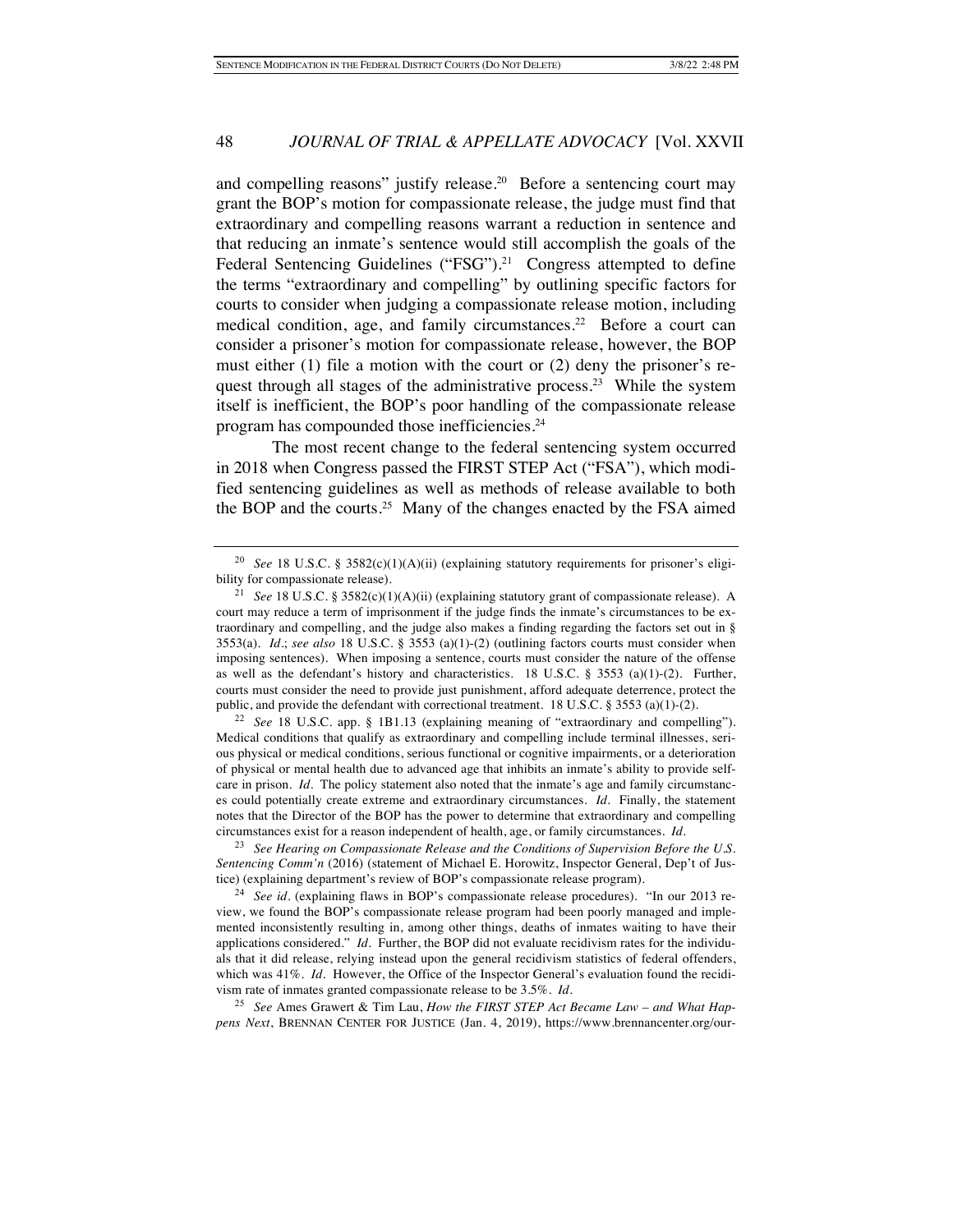and compelling reasons" justify release.[20] Before a sentencing court may grant the BOP's motion for compassionate release, the judge must find that extraordinary and compelling reasons warrant a reduction in sentence and that reducing an inmate's sentence would still accomplish the goals of the Federal Sentencing Guidelines ("FSG").[21] Congress attempted to define the terms "extraordinary and compelling" by outlining specific factors for courts to consider when judging a compassionate release motion, including medical condition, age, and family circumstances.[22] Before a court can consider a prisoner's motion for compassionate release, however, the BOP must either (1) file a motion with the court or (2) deny the prisoner's request through all stages of the administrative process.[23] While the system itself is inefficient, the BOP's poor handling of the compassionate release program has compounded those inefficiencies.[24]

The most recent change to the federal sentencing system occurred in 2018 when Congress passed the FIRST STEP Act ("FSA"), which modified sentencing guidelines as well as methods of release available to both the BOP and the courts.[25] Many of the changes enacted by the FSA aimed

---

[20] *See* 18 U.S.C. § 3582(c)(1)(A)(ii) (explaining statutory requirements for prisoner's eligibility for compassionate release).

[21] *See* 18 U.S.C. § 3582(c)(1)(A)(ii) (explaining statutory grant of compassionate release). A court may reduce a term of imprisonment if the judge finds the inmate's circumstances to be extraordinary and compelling, and the judge also makes a finding regarding the factors set out in § 3553(a). *Id*.; *see also* 18 U.S.C. § 3553 (a)(1)-(2) (outlining factors courts must consider when imposing sentences). When imposing a sentence, courts must consider the nature of the offense as well as the defendant's history and characteristics. 18 U.S.C. § 3553 (a)(1)-(2). Further, courts must consider the need to provide just punishment, afford adequate deterrence, protect the public, and provide the defendant with correctional treatment. 18 U.S.C. § 3553 (a)(1)-(2).

[22] *See* 18 U.S.C. app. § 1B1.13 (explaining meaning of "extraordinary and compelling"). Medical conditions that qualify as extraordinary and compelling include terminal illnesses, serious physical or medical conditions, serious functional or cognitive impairments, or a deterioration of physical or mental health due to advanced age that inhibits an inmate's ability to provide self-care in prison. *Id*. The policy statement also noted that the inmate's age and family circumstances could potentially create extreme and extraordinary circumstances. *Id*. Finally, the statement notes that the Director of the BOP has the power to determine that extraordinary and compelling circumstances exist for a reason independent of health, age, or family circumstances. *Id*.

[23] *See Hearing on Compassionate Release and the Conditions of Supervision Before the U.S. Sentencing Comm'n* (2016) (statement of Michael E. Horowitz, Inspector General, Dep't of Justice) (explaining department's review of BOP's compassionate release program).

[24] *See id*. (explaining flaws in BOP's compassionate release procedures). "In our 2013 review, we found the BOP's compassionate release program had been poorly managed and implemented inconsistently resulting in, among other things, deaths of inmates waiting to have their applications considered." *Id*. Further, the BOP did not evaluate recidivism rates for the individuals that it did release, relying instead upon the general recidivism statistics of federal offenders, which was 41%. *Id*. However, the Office of the Inspector General's evaluation found the recidivism rate of inmates granted compassionate release to be 3.5%. *Id*.

[25] *See* Ames Grawert & Tim Lau, *How the FIRST STEP Act Became Law – and What Happens Next*, BRENNAN CENTER FOR JUSTICE (Jan. 4, 2019), https://www.brennancenter.org/our-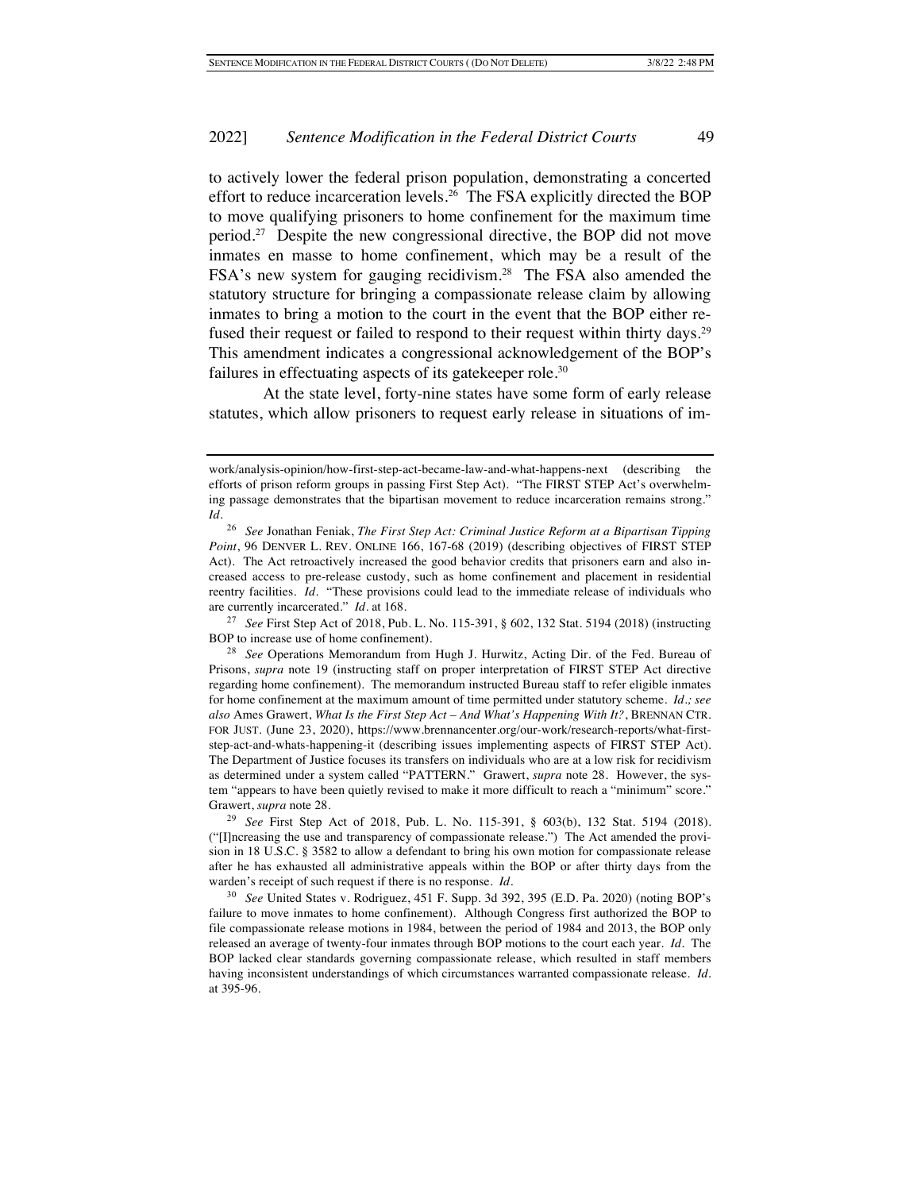to actively lower the federal prison population, demonstrating a concerted effort to reduce incarceration levels.[26] The FSA explicitly directed the BOP to move qualifying prisoners to home confinement for the maximum time period.[27] Despite the new congressional directive, the BOP did not move inmates en masse to home confinement, which may be a result of the FSA's new system for gauging recidivism.[28] The FSA also amended the statutory structure for bringing a compassionate release claim by allowing inmates to bring a motion to the court in the event that the BOP either refused their request or failed to respond to their request within thirty days.[29] This amendment indicates a congressional acknowledgement of the BOP's failures in effectuating aspects of its gatekeeper role.[30]

At the state level, forty-nine states have some form of early release statutes, which allow prisoners to request early release in situations of im-

---

work/analysis-opinion/how-first-step-act-became-law-and-what-happens-next (describing the efforts of prison reform groups in passing First Step Act). "The FIRST STEP Act's overwhelming passage demonstrates that the bipartisan movement to reduce incarceration remains strong." *Id.*

[26] *See* Jonathan Feniak, *The First Step Act: Criminal Justice Reform at a Bipartisan Tipping Point*, 96 DENVER L. REV. ONLINE 166, 167-68 (2019) (describing objectives of FIRST STEP Act). The Act retroactively increased the good behavior credits that prisoners earn and also increased access to pre-release custody, such as home confinement and placement in residential reentry facilities. *Id.* "These provisions could lead to the immediate release of individuals who are currently incarcerated." *Id.* at 168.

[27] *See* First Step Act of 2018, Pub. L. No. 115-391, § 602, 132 Stat. 5194 (2018) (instructing BOP to increase use of home confinement).

[28] *See* Operations Memorandum from Hugh J. Hurwitz, Acting Dir. of the Fed. Bureau of Prisons, *supra* note 19 (instructing staff on proper interpretation of FIRST STEP Act directive regarding home confinement). The memorandum instructed Bureau staff to refer eligible inmates for home confinement at the maximum amount of time permitted under statutory scheme. *Id.; see also* Ames Grawert, *What Is the First Step Act – And What's Happening With It?*, BRENNAN CTR. FOR JUST. (June 23, 2020), https://www.brennancenter.org/our-work/research-reports/what-first-step-act-and-whats-happening-it (describing issues implementing aspects of FIRST STEP Act). The Department of Justice focuses its transfers on individuals who are at a low risk for recidivism as determined under a system called "PATTERN." Grawert, *supra* note 28. However, the system "appears to have been quietly revised to make it more difficult to reach a "minimum" score." Grawert, *supra* note 28.

[29] *See* First Step Act of 2018, Pub. L. No. 115-391, § 603(b), 132 Stat. 5194 (2018). ("[I]ncreasing the use and transparency of compassionate release.") The Act amended the provision in 18 U.S.C. § 3582 to allow a defendant to bring his own motion for compassionate release after he has exhausted all administrative appeals within the BOP or after thirty days from the warden's receipt of such request if there is no response. *Id.*

[30] *See* United States v. Rodriguez, 451 F. Supp. 3d 392, 395 (E.D. Pa. 2020) (noting BOP's failure to move inmates to home confinement). Although Congress first authorized the BOP to file compassionate release motions in 1984, between the period of 1984 and 2013, the BOP only released an average of twenty-four inmates through BOP motions to the court each year. *Id.* The BOP lacked clear standards governing compassionate release, which resulted in staff members having inconsistent understandings of which circumstances warranted compassionate release. *Id.* at 395-96.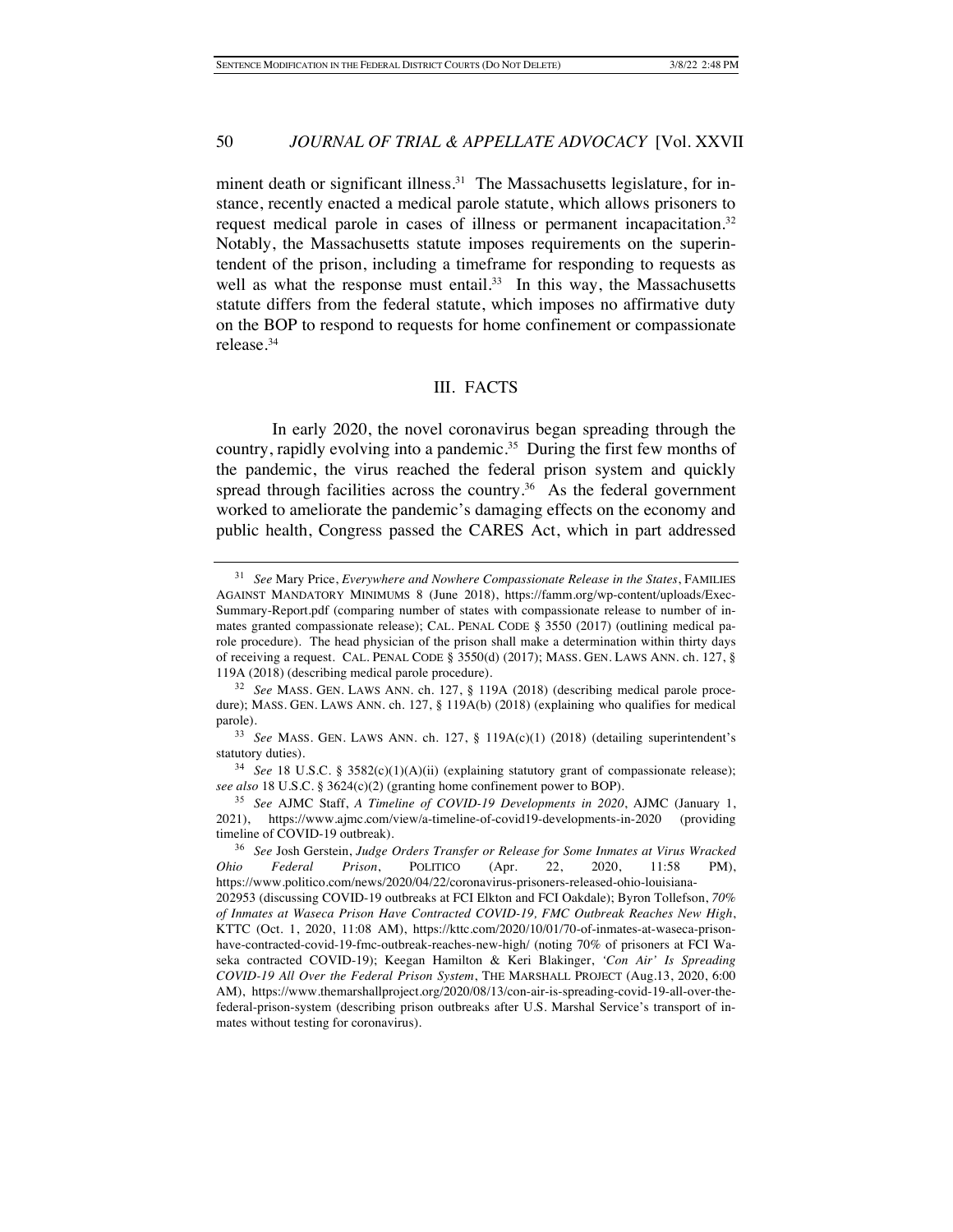minent death or significant illness.[31] The Massachusetts legislature, for instance, recently enacted a medical parole statute, which allows prisoners to request medical parole in cases of illness or permanent incapacitation.[32] Notably, the Massachusetts statute imposes requirements on the superintendent of the prison, including a timeframe for responding to requests as well as what the response must entail.[33] In this way, the Massachusetts statute differs from the federal statute, which imposes no affirmative duty on the BOP to respond to requests for home confinement or compassionate release.[34]

## III. FACTS

In early 2020, the novel coronavirus began spreading through the country, rapidly evolving into a pandemic.[35] During the first few months of the pandemic, the virus reached the federal prison system and quickly spread through facilities across the country.[36] As the federal government worked to ameliorate the pandemic's damaging effects on the economy and public health, Congress passed the CARES Act, which in part addressed

---

[31] *See* Mary Price, *Everywhere and Nowhere Compassionate Release in the States*, FAMILIES AGAINST MANDATORY MINIMUMS 8 (June 2018), https://famm.org/wp-content/uploads/Exec-Summary-Report.pdf (comparing number of states with compassionate release to number of inmates granted compassionate release); CAL. PENAL CODE § 3550 (2017) (outlining medical parole procedure). The head physician of the prison shall make a determination within thirty days of receiving a request. CAL. PENAL CODE § 3550(d) (2017); MASS. GEN. LAWS ANN. ch. 127, § 119A (2018) (describing medical parole procedure).

[32] *See* MASS. GEN. LAWS ANN. ch. 127, § 119A (2018) (describing medical parole procedure); MASS. GEN. LAWS ANN. ch. 127, § 119A(b) (2018) (explaining who qualifies for medical parole).

[33] *See* MASS. GEN. LAWS ANN. ch. 127, § 119A(c)(1) (2018) (detailing superintendent's statutory duties).

[34] *See* 18 U.S.C. § 3582(c)(1)(A)(ii) (explaining statutory grant of compassionate release); *see also* 18 U.S.C. § 3624(c)(2) (granting home confinement power to BOP).

[35] *See* AJMC Staff, *A Timeline of COVID-19 Developments in 2020*, AJMC (January 1, 2021), https://www.ajmc.com/view/a-timeline-of-covid19-developments-in-2020 (providing timeline of COVID-19 outbreak).

[36] *See* Josh Gerstein, *Judge Orders Transfer or Release for Some Inmates at Virus Wracked Ohio Federal Prison*, POLITICO (Apr. 22, 2020, 11:58 PM), https://www.politico.com/news/2020/04/22/coronavirus-prisoners-released-ohio-louisiana-202953 (discussing COVID-19 outbreaks at FCI Elkton and FCI Oakdale); Byron Tollefson, *70% of Inmates at Waseca Prison Have Contracted COVID-19, FMC Outbreak Reaches New High*, KTTC (Oct. 1, 2020, 11:08 AM), https://kttc.com/2020/10/01/70-of-inmates-at-waseca-prison-have-contracted-covid-19-fmc-outbreak-reaches-new-high/ (noting 70% of prisoners at FCI Waseka contracted COVID-19); Keegan Hamilton & Keri Blakinger, *'Con Air' Is Spreading COVID-19 All Over the Federal Prison System*, THE MARSHALL PROJECT (Aug.13, 2020, 6:00 AM), https://www.themarshallproject.org/2020/08/13/con-air-is-spreading-covid-19-all-over-the-federal-prison-system (describing prison outbreaks after U.S. Marshal Service's transport of inmates without testing for coronavirus).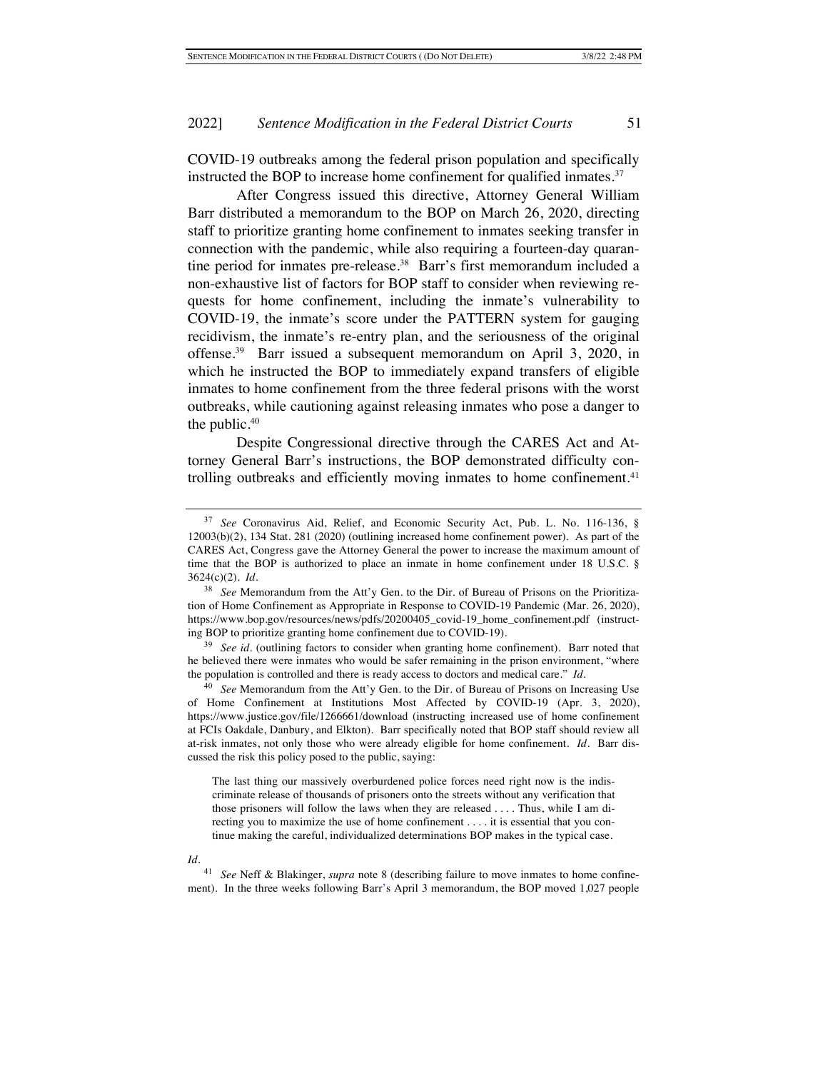COVID-19 outbreaks among the federal prison population and specifically instructed the BOP to increase home confinement for qualified inmates.[37]

After Congress issued this directive, Attorney General William Barr distributed a memorandum to the BOP on March 26, 2020, directing staff to prioritize granting home confinement to inmates seeking transfer in connection with the pandemic, while also requiring a fourteen-day quarantine period for inmates pre-release.[38] Barr's first memorandum included a non-exhaustive list of factors for BOP staff to consider when reviewing requests for home confinement, including the inmate's vulnerability to COVID-19, the inmate's score under the PATTERN system for gauging recidivism, the inmate's re-entry plan, and the seriousness of the original offense.[39] Barr issued a subsequent memorandum on April 3, 2020, in which he instructed the BOP to immediately expand transfers of eligible inmates to home confinement from the three federal prisons with the worst outbreaks, while cautioning against releasing inmates who pose a danger to the public.[40]

Despite Congressional directive through the CARES Act and Attorney General Barr's instructions, the BOP demonstrated difficulty controlling outbreaks and efficiently moving inmates to home confinement.[41]

---

[37] *See* Coronavirus Aid, Relief, and Economic Security Act, Pub. L. No. 116-136, § 12003(b)(2), 134 Stat. 281 (2020) (outlining increased home confinement power). As part of the CARES Act, Congress gave the Attorney General the power to increase the maximum amount of time that the BOP is authorized to place an inmate in home confinement under 18 U.S.C. § 3624(c)(2). *Id.*

[38] *See* Memorandum from the Att'y Gen. to the Dir. of Bureau of Prisons on the Prioritization of Home Confinement as Appropriate in Response to COVID-19 Pandemic (Mar. 26, 2020), https://www.bop.gov/resources/news/pdfs/20200405_covid-19_home_confinement.pdf (instructing BOP to prioritize granting home confinement due to COVID-19).

[39] *See id.* (outlining factors to consider when granting home confinement). Barr noted that he believed there were inmates who would be safer remaining in the prison environment, "where the population is controlled and there is ready access to doctors and medical care." *Id.*

[40] *See* Memorandum from the Att'y Gen. to the Dir. of Bureau of Prisons on Increasing Use of Home Confinement at Institutions Most Affected by COVID-19 (Apr. 3, 2020), https://www.justice.gov/file/1266661/download (instructing increased use of home confinement at FCIs Oakdale, Danbury, and Elkton). Barr specifically noted that BOP staff should review all at-risk inmates, not only those who were already eligible for home confinement. *Id.* Barr discussed the risk this policy posed to the public, saying:

> The last thing our massively overburdened police forces need right now is the indiscriminate release of thousands of prisoners onto the streets without any verification that those prisoners will follow the laws when they are released . . . . Thus, while I am directing you to maximize the use of home confinement . . . . it is essential that you continue making the careful, individualized determinations BOP makes in the typical case.

*Id.*

[41] *See* Neff & Blakinger, *supra* note 8 (describing failure to move inmates to home confinement). In the three weeks following Barr's April 3 memorandum, the BOP moved 1,027 people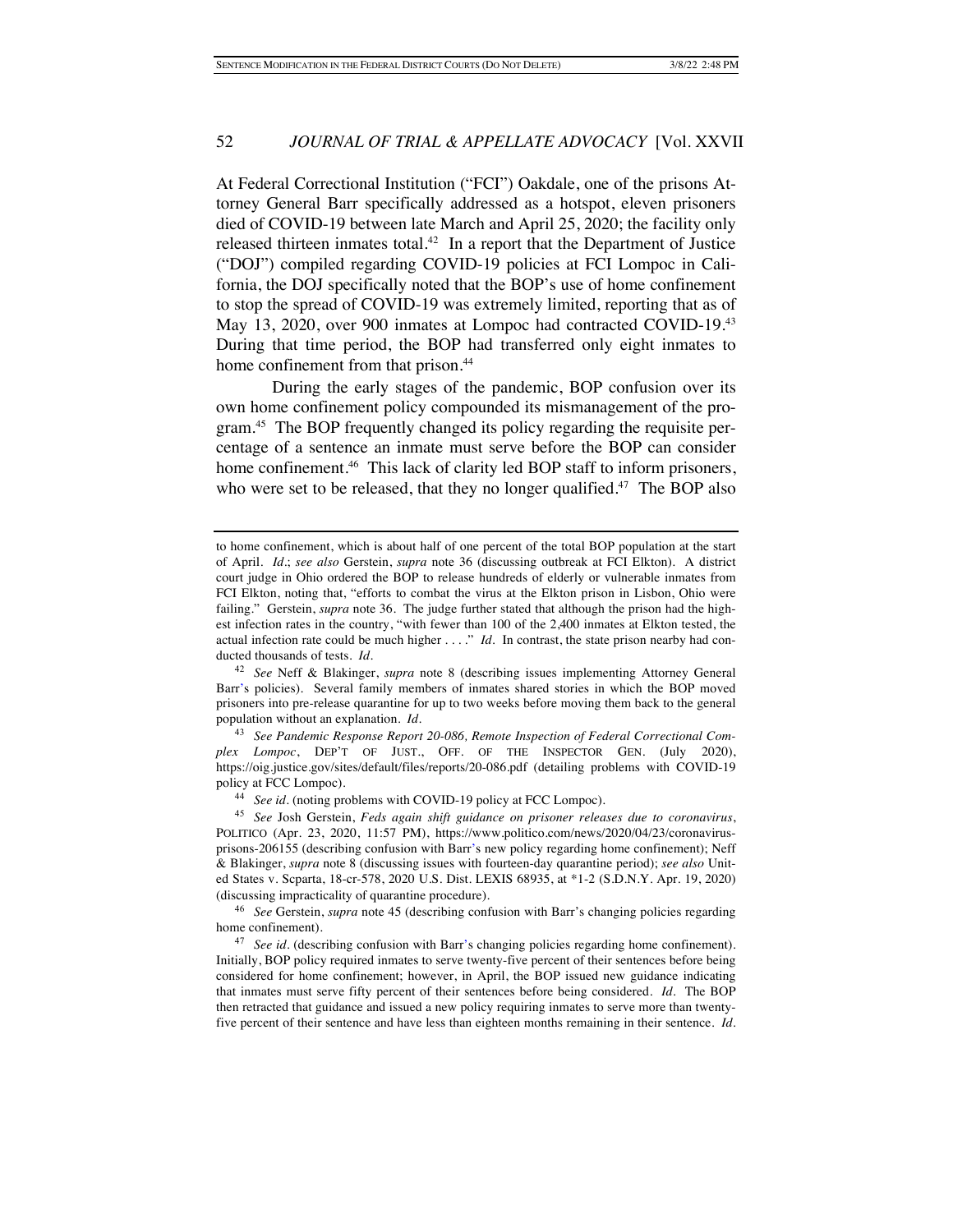At Federal Correctional Institution ("FCI") Oakdale, one of the prisons Attorney General Barr specifically addressed as a hotspot, eleven prisoners died of COVID-19 between late March and April 25, 2020; the facility only released thirteen inmates total.[42] In a report that the Department of Justice ("DOJ") compiled regarding COVID-19 policies at FCI Lompoc in California, the DOJ specifically noted that the BOP's use of home confinement to stop the spread of COVID-19 was extremely limited, reporting that as of May 13, 2020, over 900 inmates at Lompoc had contracted COVID-19.[43] During that time period, the BOP had transferred only eight inmates to home confinement from that prison.[44]

During the early stages of the pandemic, BOP confusion over its own home confinement policy compounded its mismanagement of the program.[45] The BOP frequently changed its policy regarding the requisite percentage of a sentence an inmate must serve before the BOP can consider home confinement.[46] This lack of clarity led BOP staff to inform prisoners, who were set to be released, that they no longer qualified.[47] The BOP also

---

to home confinement, which is about half of one percent of the total BOP population at the start of April. *Id.*; *see also* Gerstein, *supra* note 36 (discussing outbreak at FCI Elkton). A district court judge in Ohio ordered the BOP to release hundreds of elderly or vulnerable inmates from FCI Elkton, noting that, "efforts to combat the virus at the Elkton prison in Lisbon, Ohio were failing." Gerstein, *supra* note 36. The judge further stated that although the prison had the highest infection rates in the country, "with fewer than 100 of the 2,400 inmates at Elkton tested, the actual infection rate could be much higher . . . ." *Id.* In contrast, the state prison nearby had conducted thousands of tests. *Id.*

[42] *See* Neff & Blakinger, *supra* note 8 (describing issues implementing Attorney General Barr's policies). Several family members of inmates shared stories in which the BOP moved prisoners into pre-release quarantine for up to two weeks before moving them back to the general population without an explanation. *Id.*

[43] *See Pandemic Response Report 20-086, Remote Inspection of Federal Correctional Complex Lompoc*, DEP'T OF JUST., OFF. OF THE INSPECTOR GEN. (July 2020), https://oig.justice.gov/sites/default/files/reports/20-086.pdf (detailing problems with COVID-19 policy at FCC Lompoc).

[44] *See id.* (noting problems with COVID-19 policy at FCC Lompoc).

[45] *See* Josh Gerstein, *Feds again shift guidance on prisoner releases due to coronavirus*, POLITICO (Apr. 23, 2020, 11:57 PM), https://www.politico.com/news/2020/04/23/coronavirus-prisons-206155 (describing confusion with Barr's new policy regarding home confinement); Neff & Blakinger, *supra* note 8 (discussing issues with fourteen-day quarantine period); *see also* United States v. Scparta, 18-cr-578, 2020 U.S. Dist. LEXIS 68935, at *1-2 (S.D.N.Y. Apr. 19, 2020) (discussing impracticality of quarantine procedure).

[46] *See* Gerstein, *supra* note 45 (describing confusion with Barr's changing policies regarding home confinement).

[47] *See id.* (describing confusion with Barr's changing policies regarding home confinement). Initially, BOP policy required inmates to serve twenty-five percent of their sentences before being considered for home confinement; however, in April, the BOP issued new guidance indicating that inmates must serve fifty percent of their sentences before being considered. *Id.* The BOP then retracted that guidance and issued a new policy requiring inmates to serve more than twenty-five percent of their sentence and have less than eighteen months remaining in their sentence. *Id.*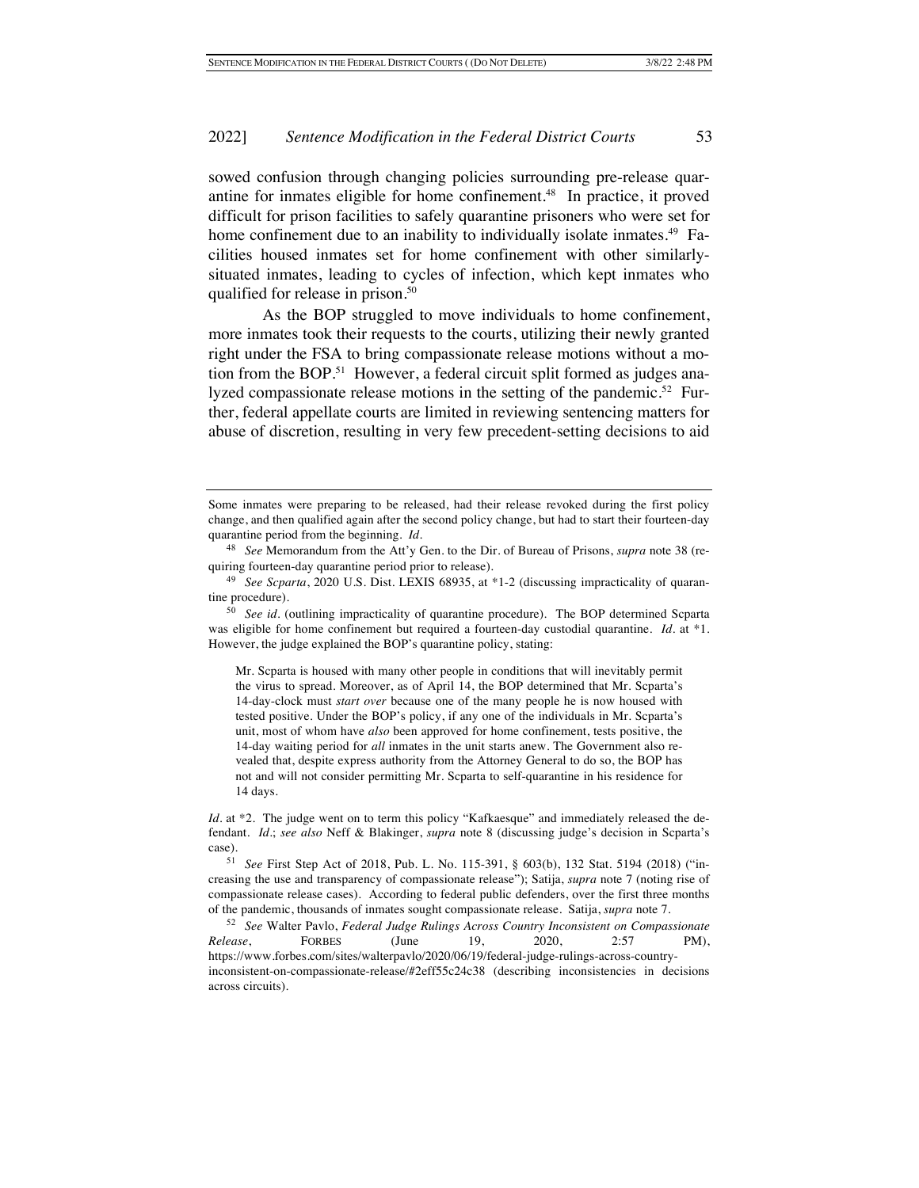sowed confusion through changing policies surrounding pre-release quarantine for inmates eligible for home confinement.[48] In practice, it proved difficult for prison facilities to safely quarantine prisoners who were set for home confinement due to an inability to individually isolate inmates.[49] Facilities housed inmates set for home confinement with other similarly-situated inmates, leading to cycles of infection, which kept inmates who qualified for release in prison.[50]

As the BOP struggled to move individuals to home confinement, more inmates took their requests to the courts, utilizing their newly granted right under the FSA to bring compassionate release motions without a motion from the BOP.[51] However, a federal circuit split formed as judges analyzed compassionate release motions in the setting of the pandemic.[52] Further, federal appellate courts are limited in reviewing sentencing matters for abuse of discretion, resulting in very few precedent-setting decisions to aid

---

Some inmates were preparing to be released, had their release revoked during the first policy change, and then qualified again after the second policy change, but had to start their fourteen-day quarantine period from the beginning. *Id.*

[48] *See* Memorandum from the Att'y Gen. to the Dir. of Bureau of Prisons, *supra* note 38 (requiring fourteen-day quarantine period prior to release).

[49] *See Scparta*, 2020 U.S. Dist. LEXIS 68935, at *1-2 (discussing impracticality of quarantine procedure).

[50] *See id.* (outlining impracticality of quarantine procedure). The BOP determined Scparta was eligible for home confinement but required a fourteen-day custodial quarantine. *Id.* at *1. However, the judge explained the BOP's quarantine policy, stating:

> Mr. Scparta is housed with many other people in conditions that will inevitably permit the virus to spread. Moreover, as of April 14, the BOP determined that Mr. Scparta's 14-day-clock must *start over* because one of the many people he is now housed with tested positive. Under the BOP's policy, if any one of the individuals in Mr. Scparta's unit, most of whom have *also* been approved for home confinement, tests positive, the 14-day waiting period for *all* inmates in the unit starts anew. The Government also revealed that, despite express authority from the Attorney General to do so, the BOP has not and will not consider permitting Mr. Scparta to self-quarantine in his residence for 14 days.

*Id.* at *2. The judge went on to term this policy "Kafkaesque" and immediately released the defendant. *Id.*; *see also* Neff & Blakinger, *supra* note 8 (discussing judge's decision in Scparta's case).

[51] *See* First Step Act of 2018, Pub. L. No. 115-391, § 603(b), 132 Stat. 5194 (2018) ("increasing the use and transparency of compassionate release"); Satija, *supra* note 7 (noting rise of compassionate release cases). According to federal public defenders, over the first three months of the pandemic, thousands of inmates sought compassionate release. Satija, *supra* note 7.

[52] *See* Walter Pavlo, *Federal Judge Rulings Across Country Inconsistent on Compassionate Release*, FORBES (June 19, 2020, 2:57 PM), https://www.forbes.com/sites/walterpavlo/2020/06/19/federal-judge-rulings-across-country-inconsistent-on-compassionate-release/#2eff55c24c38 (describing inconsistencies in decisions across circuits).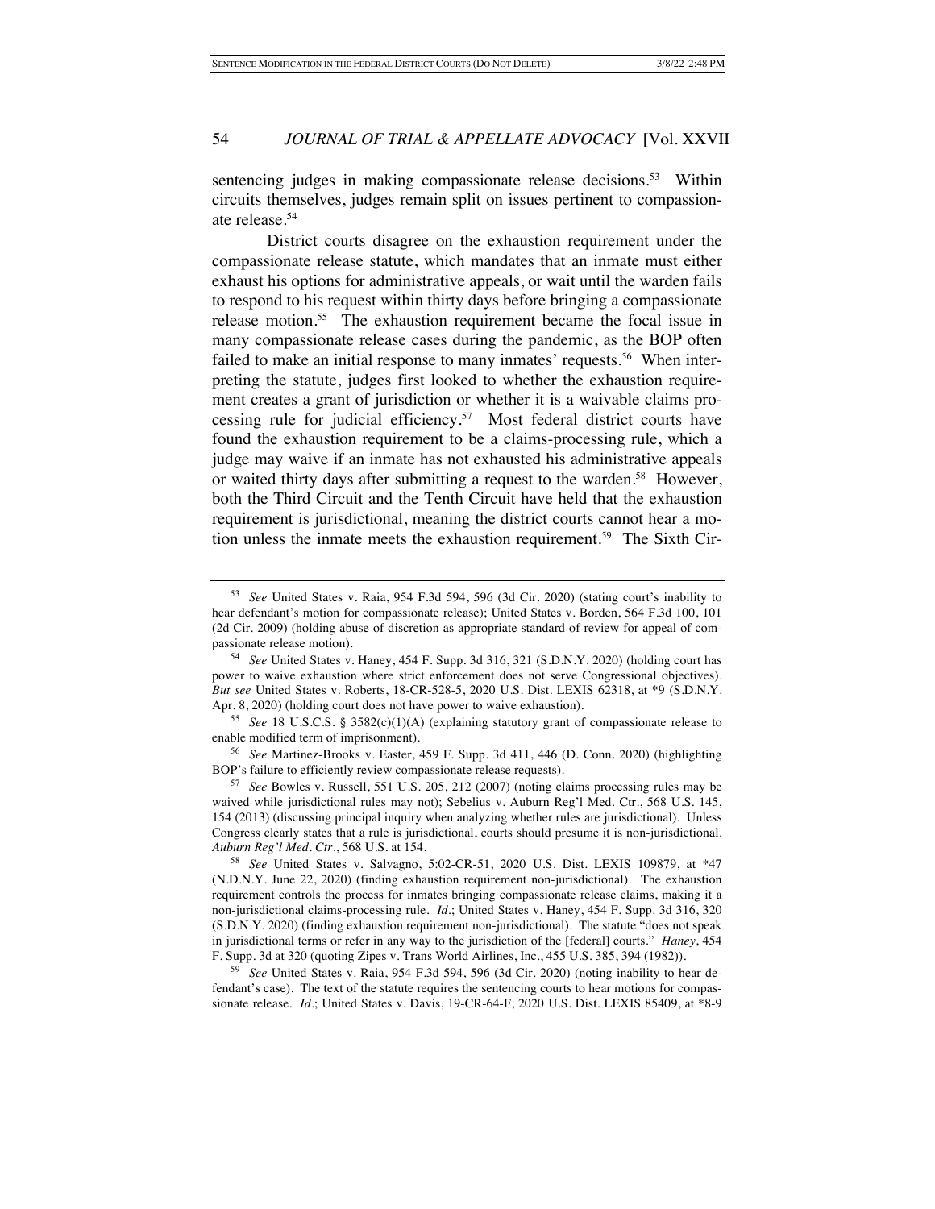sentencing judges in making compassionate release decisions.[53] Within circuits themselves, judges remain split on issues pertinent to compassionate release.[54]

District courts disagree on the exhaustion requirement under the compassionate release statute, which mandates that an inmate must either exhaust his options for administrative appeals, or wait until the warden fails to respond to his request within thirty days before bringing a compassionate release motion.[55] The exhaustion requirement became the focal issue in many compassionate release cases during the pandemic, as the BOP often failed to make an initial response to many inmates' requests.[56] When interpreting the statute, judges first looked to whether the exhaustion requirement creates a grant of jurisdiction or whether it is a waivable claims processing rule for judicial efficiency.[57] Most federal district courts have found the exhaustion requirement to be a claims-processing rule, which a judge may waive if an inmate has not exhausted his administrative appeals or waited thirty days after submitting a request to the warden.[58] However, both the Third Circuit and the Tenth Circuit have held that the exhaustion requirement is jurisdictional, meaning the district courts cannot hear a motion unless the inmate meets the exhaustion requirement.[59] The Sixth Cir-

---

[53] *See* United States v. Raia, 954 F.3d 594, 596 (3d Cir. 2020) (stating court's inability to hear defendant's motion for compassionate release); United States v. Borden, 564 F.3d 100, 101 (2d Cir. 2009) (holding abuse of discretion as appropriate standard of review for appeal of compassionate release motion).

[54] *See* United States v. Haney, 454 F. Supp. 3d 316, 321 (S.D.N.Y. 2020) (holding court has power to waive exhaustion where strict enforcement does not serve Congressional objectives). *But see* United States v. Roberts, 18-CR-528-5, 2020 U.S. Dist. LEXIS 62318, at *9 (S.D.N.Y. Apr. 8, 2020) (holding court does not have power to waive exhaustion).

[55] *See* 18 U.S.C.S. § 3582(c)(1)(A) (explaining statutory grant of compassionate release to enable modified term of imprisonment).

[56] *See* Martinez-Brooks v. Easter, 459 F. Supp. 3d 411, 446 (D. Conn. 2020) (highlighting BOP's failure to efficiently review compassionate release requests).

[57] *See* Bowles v. Russell, 551 U.S. 205, 212 (2007) (noting claims processing rules may be waived while jurisdictional rules may not); Sebelius v. Auburn Reg'l Med. Ctr., 568 U.S. 145, 154 (2013) (discussing principal inquiry when analyzing whether rules are jurisdictional). Unless Congress clearly states that a rule is jurisdictional, courts should presume it is non-jurisdictional. *Auburn Reg'l Med. Ctr.*, 568 U.S. at 154.

[58] *See* United States v. Salvagno, 5:02-CR-51, 2020 U.S. Dist. LEXIS 109879, at *47 (N.D.N.Y. June 22, 2020) (finding exhaustion requirement non-jurisdictional). The exhaustion requirement controls the process for inmates bringing compassionate release claims, making it a non-jurisdictional claims-processing rule. *Id.*; United States v. Haney, 454 F. Supp. 3d 316, 320 (S.D.N.Y. 2020) (finding exhaustion requirement non-jurisdictional). The statute "does not speak in jurisdictional terms or refer in any way to the jurisdiction of the [federal] courts." *Haney*, 454 F. Supp. 3d at 320 (quoting Zipes v. Trans World Airlines, Inc., 455 U.S. 385, 394 (1982)).

[59] *See* United States v. Raia, 954 F.3d 594, 596 (3d Cir. 2020) (noting inability to hear defendant's case). The text of the statute requires the sentencing courts to hear motions for compassionate release. *Id.*; United States v. Davis, 19-CR-64-F, 2020 U.S. Dist. LEXIS 85409, at *8-9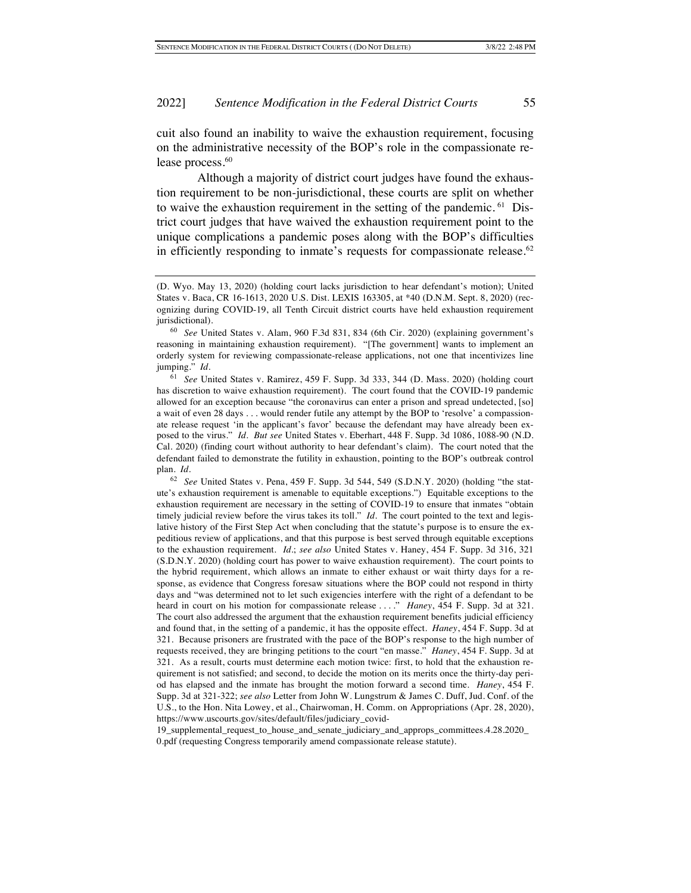cuit also found an inability to waive the exhaustion requirement, focusing on the administrative necessity of the BOP's role in the compassionate release process.[60]

Although a majority of district court judges have found the exhaustion requirement to be non-jurisdictional, these courts are split on whether to waive the exhaustion requirement in the setting of the pandemic.[61] District court judges that have waived the exhaustion requirement point to the unique complications a pandemic poses along with the BOP's difficulties in efficiently responding to inmate's requests for compassionate release.[62]

---

(D. Wyo. May 13, 2020) (holding court lacks jurisdiction to hear defendant's motion); United States v. Baca, CR 16-1613, 2020 U.S. Dist. LEXIS 163305, at *40 (D.N.M. Sept. 8, 2020) (recognizing during COVID-19, all Tenth Circuit district courts have held exhaustion requirement jurisdictional).

[60] *See* United States v. Alam, 960 F.3d 831, 834 (6th Cir. 2020) (explaining government's reasoning in maintaining exhaustion requirement). "[The government] wants to implement an orderly system for reviewing compassionate-release applications, not one that incentivizes line jumping." *Id.*

[61] *See* United States v. Ramirez, 459 F. Supp. 3d 333, 344 (D. Mass. 2020) (holding court has discretion to waive exhaustion requirement). The court found that the COVID-19 pandemic allowed for an exception because "the coronavirus can enter a prison and spread undetected, [so] a wait of even 28 days . . . would render futile any attempt by the BOP to 'resolve' a compassionate release request 'in the applicant's favor' because the defendant may have already been exposed to the virus." *Id.* *But see* United States v. Eberhart, 448 F. Supp. 3d 1086, 1088-90 (N.D. Cal. 2020) (finding court without authority to hear defendant's claim). The court noted that the defendant failed to demonstrate the futility in exhaustion, pointing to the BOP's outbreak control plan. *Id.*

[62] *See* United States v. Pena, 459 F. Supp. 3d 544, 549 (S.D.N.Y. 2020) (holding "the statute's exhaustion requirement is amenable to equitable exceptions.") Equitable exceptions to the exhaustion requirement are necessary in the setting of COVID-19 to ensure that inmates "obtain timely judicial review before the virus takes its toll." *Id.* The court pointed to the text and legislative history of the First Step Act when concluding that the statute's purpose is to ensure the expeditious review of applications, and that this purpose is best served through equitable exceptions to the exhaustion requirement. *Id.*; *see also* United States v. Haney, 454 F. Supp. 3d 316, 321 (S.D.N.Y. 2020) (holding court has power to waive exhaustion requirement). The court points to the hybrid requirement, which allows an inmate to either exhaust or wait thirty days for a response, as evidence that Congress foresaw situations where the BOP could not respond in thirty days and "was determined not to let such exigencies interfere with the right of a defendant to be heard in court on his motion for compassionate release . . . ." *Haney*, 454 F. Supp. 3d at 321. The court also addressed the argument that the exhaustion requirement benefits judicial efficiency and found that, in the setting of a pandemic, it has the opposite effect. *Haney*, 454 F. Supp. 3d at 321. Because prisoners are frustrated with the pace of the BOP's response to the high number of requests received, they are bringing petitions to the court "en masse." *Haney*, 454 F. Supp. 3d at 321. As a result, courts must determine each motion twice: first, to hold that the exhaustion requirement is not satisfied; and second, to decide the motion on its merits once the thirty-day period has elapsed and the inmate has brought the motion forward a second time. *Haney*, 454 F. Supp. 3d at 321-322; *see also* Letter from John W. Lungstrum & James C. Duff, Jud. Conf. of the U.S., to the Hon. Nita Lowey, et al., Chairwoman, H. Comm. on Appropriations (Apr. 28, 2020), https://www.uscourts.gov/sites/default/files/judiciary_covid-19_supplemental_request_to_house_and_senate_judiciary_and_approps_committees.4.28.2020_0.pdf (requesting Congress temporarily amend compassionate release statute).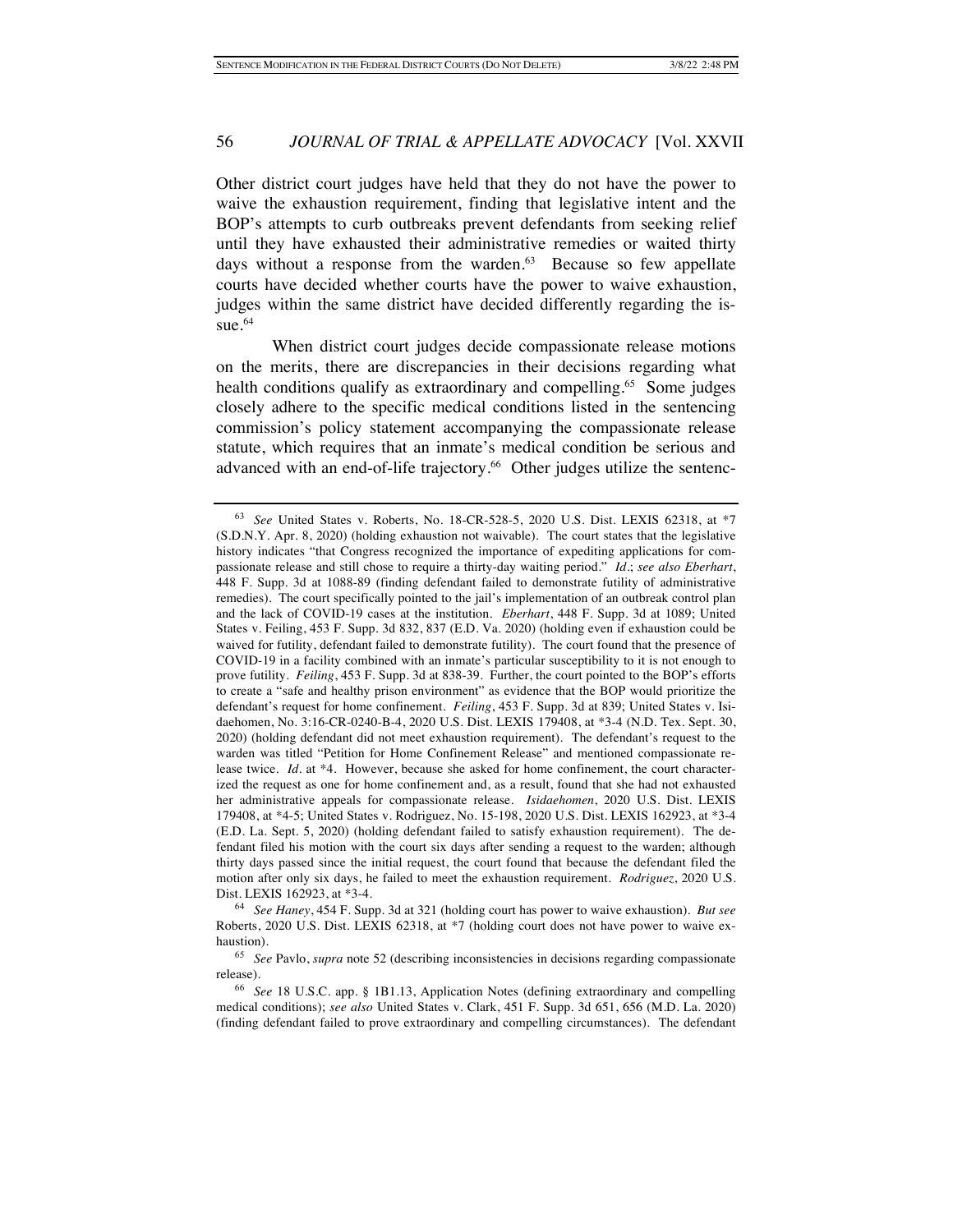Other district court judges have held that they do not have the power to waive the exhaustion requirement, finding that legislative intent and the BOP's attempts to curb outbreaks prevent defendants from seeking relief until they have exhausted their administrative remedies or waited thirty days without a response from the warden.[63] Because so few appellate courts have decided whether courts have the power to waive exhaustion, judges within the same district have decided differently regarding the issue.[64]

When district court judges decide compassionate release motions on the merits, there are discrepancies in their decisions regarding what health conditions qualify as extraordinary and compelling.[65] Some judges closely adhere to the specific medical conditions listed in the sentencing commission's policy statement accompanying the compassionate release statute, which requires that an inmate's medical condition be serious and advanced with an end-of-life trajectory.[66] Other judges utilize the sentenc-

---

[63] *See* United States v. Roberts, No. 18-CR-528-5, 2020 U.S. Dist. LEXIS 62318, at *7 (S.D.N.Y. Apr. 8, 2020) (holding exhaustion not waivable). The court states that the legislative history indicates "that Congress recognized the importance of expediting applications for compassionate release and still chose to require a thirty-day waiting period." *Id.*; *see also Eberhart*, 448 F. Supp. 3d at 1088-89 (finding defendant failed to demonstrate futility of administrative remedies). The court specifically pointed to the jail's implementation of an outbreak control plan and the lack of COVID-19 cases at the institution. *Eberhart*, 448 F. Supp. 3d at 1089; United States v. Feiling, 453 F. Supp. 3d 832, 837 (E.D. Va. 2020) (holding even if exhaustion could be waived for futility, defendant failed to demonstrate futility). The court found that the presence of COVID-19 in a facility combined with an inmate's particular susceptibility to it is not enough to prove futility. *Feiling*, 453 F. Supp. 3d at 838-39. Further, the court pointed to the BOP's efforts to create a "safe and healthy prison environment" as evidence that the BOP would prioritize the defendant's request for home confinement. *Feiling*, 453 F. Supp. 3d at 839; United States v. Isidaehomen, No. 3:16-CR-0240-B-4, 2020 U.S. Dist. LEXIS 179408, at *3-4 (N.D. Tex. Sept. 30, 2020) (holding defendant did not meet exhaustion requirement). The defendant's request to the warden was titled "Petition for Home Confinement Release" and mentioned compassionate release twice. *Id.* at *4. However, because she asked for home confinement, the court characterized the request as one for home confinement and, as a result, found that she had not exhausted her administrative appeals for compassionate release. *Isidaehomen*, 2020 U.S. Dist. LEXIS 179408, at *4-5; United States v. Rodriguez, No. 15-198, 2020 U.S. Dist. LEXIS 162923, at *3-4 (E.D. La. Sept. 5, 2020) (holding defendant failed to satisfy exhaustion requirement). The defendant filed his motion with the court six days after sending a request to the warden; although thirty days passed since the initial request, the court found that because the defendant filed the motion after only six days, he failed to meet the exhaustion requirement. *Rodriguez*, 2020 U.S. Dist. LEXIS 162923, at *3-4.

[64] *See Haney*, 454 F. Supp. 3d at 321 (holding court has power to waive exhaustion). *But see* Roberts, 2020 U.S. Dist. LEXIS 62318, at *7 (holding court does not have power to waive exhaustion).

[65] *See* Pavlo, *supra* note 52 (describing inconsistencies in decisions regarding compassionate release).

[66] *See* 18 U.S.C. app. § 1B1.13, Application Notes (defining extraordinary and compelling medical conditions); *see also* United States v. Clark, 451 F. Supp. 3d 651, 656 (M.D. La. 2020) (finding defendant failed to prove extraordinary and compelling circumstances). The defendant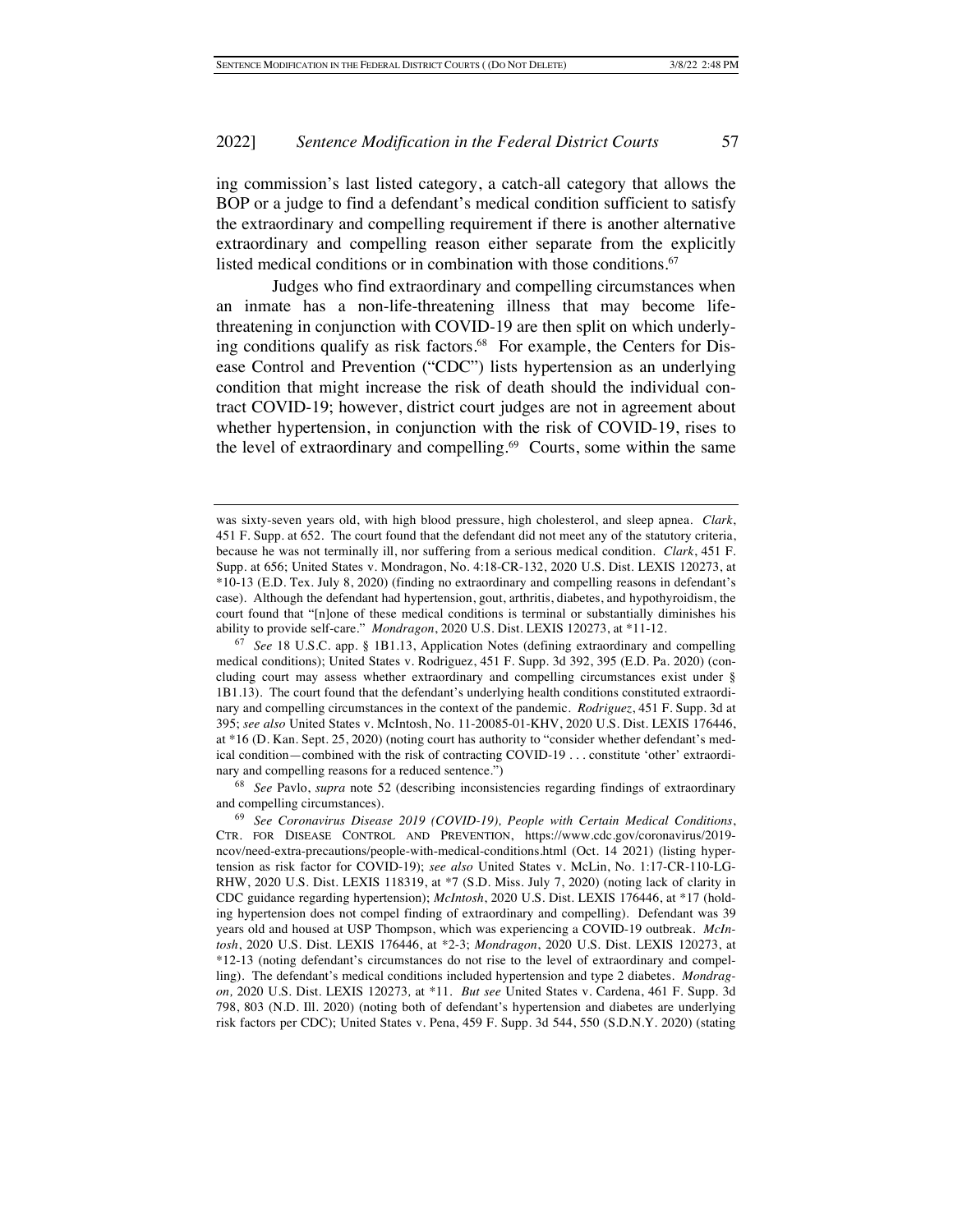ing commission's last listed category, a catch-all category that allows the BOP or a judge to find a defendant's medical condition sufficient to satisfy the extraordinary and compelling requirement if there is another alternative extraordinary and compelling reason either separate from the explicitly listed medical conditions or in combination with those conditions.[67]

Judges who find extraordinary and compelling circumstances when an inmate has a non-life-threatening illness that may become life-threatening in conjunction with COVID-19 are then split on which underlying conditions qualify as risk factors.[68] For example, the Centers for Disease Control and Prevention ("CDC") lists hypertension as an underlying condition that might increase the risk of death should the individual contract COVID-19; however, district court judges are not in agreement about whether hypertension, in conjunction with the risk of COVID-19, rises to the level of extraordinary and compelling.[69] Courts, some within the same

---

was sixty-seven years old, with high blood pressure, high cholesterol, and sleep apnea. *Clark*, 451 F. Supp. at 652. The court found that the defendant did not meet any of the statutory criteria, because he was not terminally ill, nor suffering from a serious medical condition. *Clark*, 451 F. Supp. at 656; United States v. Mondragon, No. 4:18-CR-132, 2020 U.S. Dist. LEXIS 120273, at *10-13 (E.D. Tex. July 8, 2020) (finding no extraordinary and compelling reasons in defendant's case). Although the defendant had hypertension, gout, arthritis, diabetes, and hypothyroidism, the court found that "[n]one of these medical conditions is terminal or substantially diminishes his ability to provide self-care." *Mondragon*, 2020 U.S. Dist. LEXIS 120273, at *11-12.

[67] *See* 18 U.S.C. app. § 1B1.13, Application Notes (defining extraordinary and compelling medical conditions); United States v. Rodriguez, 451 F. Supp. 3d 392, 395 (E.D. Pa. 2020) (concluding court may assess whether extraordinary and compelling circumstances exist under § 1B1.13). The court found that the defendant's underlying health conditions constituted extraordinary and compelling circumstances in the context of the pandemic. *Rodriguez*, 451 F. Supp. 3d at 395; *see also* United States v. McIntosh, No. 11-20085-01-KHV, 2020 U.S. Dist. LEXIS 176446, at *16 (D. Kan. Sept. 25, 2020) (noting court has authority to "consider whether defendant's medical condition—combined with the risk of contracting COVID-19 . . . constitute 'other' extraordinary and compelling reasons for a reduced sentence.")

[68] *See* Pavlo, *supra* note 52 (describing inconsistencies regarding findings of extraordinary and compelling circumstances).

[69] *See Coronavirus Disease 2019 (COVID-19), People with Certain Medical Conditions*, CTR. FOR DISEASE CONTROL AND PREVENTION, https://www.cdc.gov/coronavirus/2019-ncov/need-extra-precautions/people-with-medical-conditions.html (Oct. 14 2021) (listing hypertension as risk factor for COVID-19); *see also* United States v. McLin, No. 1:17-CR-110-LG-RHW, 2020 U.S. Dist. LEXIS 118319, at *7 (S.D. Miss. July 7, 2020) (noting lack of clarity in CDC guidance regarding hypertension); *McIntosh*, 2020 U.S. Dist. LEXIS 176446, at *17 (holding hypertension does not compel finding of extraordinary and compelling). Defendant was 39 years old and housed at USP Thompson, which was experiencing a COVID-19 outbreak. *McIntosh*, 2020 U.S. Dist. LEXIS 176446, at *2-3; *Mondragon*, 2020 U.S. Dist. LEXIS 120273, at *12-13 (noting defendant's circumstances do not rise to the level of extraordinary and compelling). The defendant's medical conditions included hypertension and type 2 diabetes. *Mondragon,* 2020 U.S. Dist. LEXIS 120273*,* at *11. *But see* United States v. Cardena, 461 F. Supp. 3d 798, 803 (N.D. Ill. 2020) (noting both of defendant's hypertension and diabetes are underlying risk factors per CDC); United States v. Pena, 459 F. Supp. 3d 544, 550 (S.D.N.Y. 2020) (stating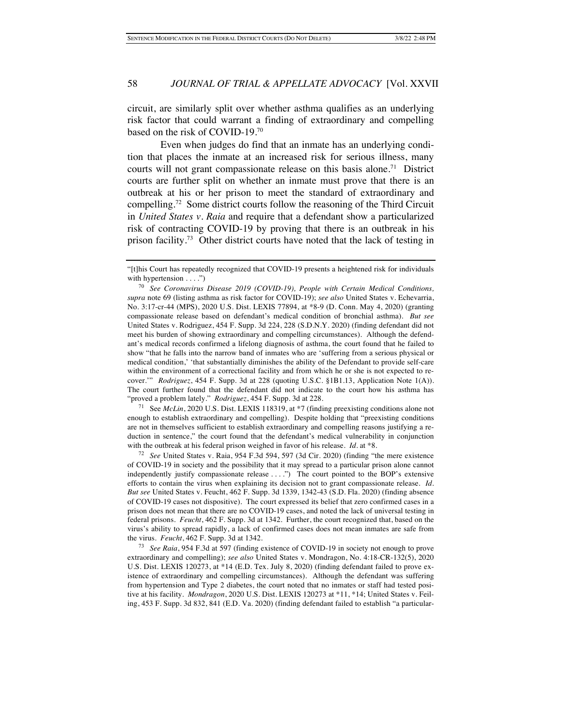circuit, are similarly split over whether asthma qualifies as an underlying risk factor that could warrant a finding of extraordinary and compelling based on the risk of COVID-19.[70]

Even when judges do find that an inmate has an underlying condition that places the inmate at an increased risk for serious illness, many courts will not grant compassionate release on this basis alone.[71] District courts are further split on whether an inmate must prove that there is an outbreak at his or her prison to meet the standard of extraordinary and compelling.[72] Some district courts follow the reasoning of the Third Circuit in *United States v. Raia* and require that a defendant show a particularized risk of contracting COVID-19 by proving that there is an outbreak in his prison facility.[73] Other district courts have noted that the lack of testing in

---

"[t]his Court has repeatedly recognized that COVID-19 presents a heightened risk for individuals with hypertension . . . .")

[70] *See Coronavirus Disease 2019 (COVID-19), People with Certain Medical Conditions, supra* note 69 (listing asthma as risk factor for COVID-19); *see also* United States v. Echevarria, No. 3:17-cr-44 (MPS), 2020 U.S. Dist. LEXIS 77894, at *8-9 (D. Conn. May 4, 2020) (granting compassionate release based on defendant's medical condition of bronchial asthma). *But see* United States v. Rodriguez, 454 F. Supp. 3d 224, 228 (S.D.N.Y. 2020) (finding defendant did not meet his burden of showing extraordinary and compelling circumstances). Although the defendant's medical records confirmed a lifelong diagnosis of asthma, the court found that he failed to show "that he falls into the narrow band of inmates who are 'suffering from a serious physical or medical condition,' 'that substantially diminishes the ability of the Defendant to provide self-care within the environment of a correctional facility and from which he or she is not expected to recover.'" *Rodriguez*, 454 F. Supp. 3d at 228 (quoting U.S.C. §1B1.13, Application Note 1(A)). The court further found that the defendant did not indicate to the court how his asthma has "proved a problem lately." *Rodriguez*, 454 F. Supp. 3d at 228.

[71] See *McLin*, 2020 U.S. Dist. LEXIS 118319, at *7 (finding preexisting conditions alone not enough to establish extraordinary and compelling). Despite holding that "preexisting conditions are not in themselves sufficient to establish extraordinary and compelling reasons justifying a reduction in sentence," the court found that the defendant's medical vulnerability in conjunction with the outbreak at his federal prison weighed in favor of his release. *Id.* at *8.

[72] *See* United States v. Raia, 954 F.3d 594, 597 (3d Cir. 2020) (finding "the mere existence of COVID-19 in society and the possibility that it may spread to a particular prison alone cannot independently justify compassionate release . . . .") The court pointed to the BOP's extensive efforts to contain the virus when explaining its decision not to grant compassionate release. *Id. But see* United States v. Feucht, 462 F. Supp. 3d 1339, 1342-43 (S.D. Fla. 2020) (finding absence of COVID-19 cases not dispositive). The court expressed its belief that zero confirmed cases in a prison does not mean that there are no COVID-19 cases, and noted the lack of universal testing in federal prisons. *Feucht*, 462 F. Supp. 3d at 1342. Further, the court recognized that, based on the virus's ability to spread rapidly, a lack of confirmed cases does not mean inmates are safe from the virus. *Feucht*, 462 F. Supp. 3d at 1342.

[73] *See Raia*, 954 F.3d at 597 (finding existence of COVID-19 in society not enough to prove extraordinary and compelling); *see also* United States v. Mondragon, No. 4:18-CR-132(5), 2020 U.S. Dist. LEXIS 120273, at *14 (E.D. Tex. July 8, 2020) (finding defendant failed to prove existence of extraordinary and compelling circumstances). Although the defendant was suffering from hypertension and Type 2 diabetes, the court noted that no inmates or staff had tested positive at his facility. *Mondragon*, 2020 U.S. Dist. LEXIS 120273 at *11, *14; United States v. Feiling, 453 F. Supp. 3d 832, 841 (E.D. Va. 2020) (finding defendant failed to establish "a particular-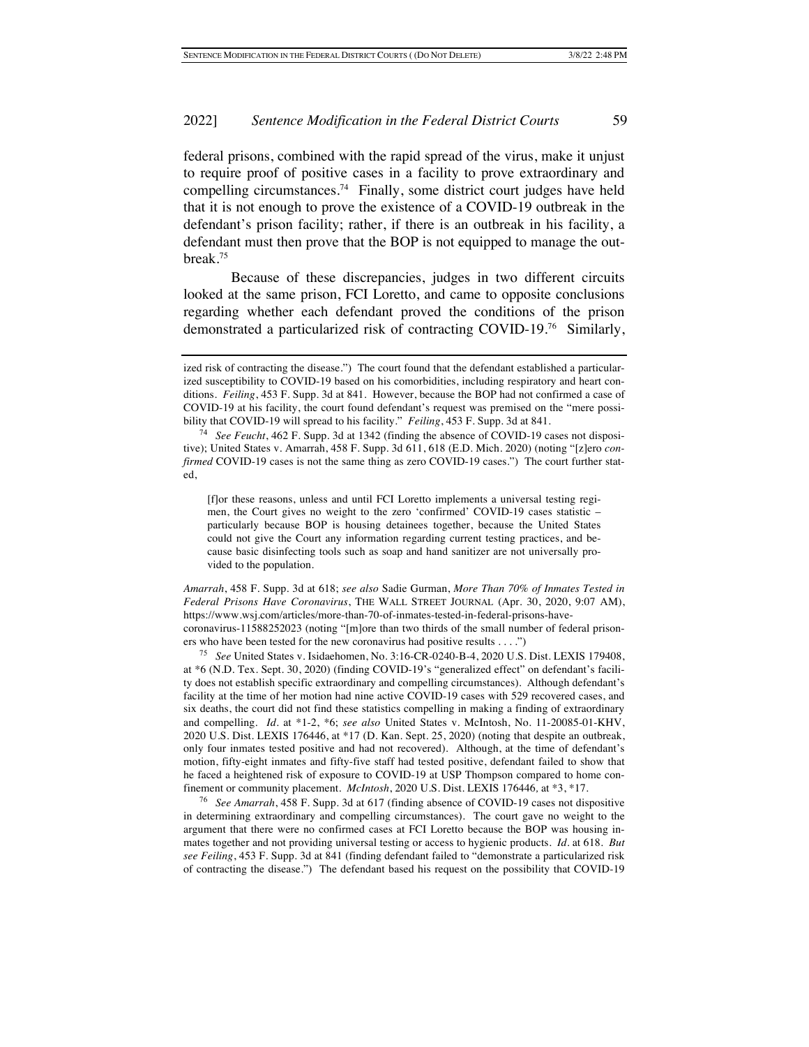federal prisons, combined with the rapid spread of the virus, make it unjust to require proof of positive cases in a facility to prove extraordinary and compelling circumstances.[74] Finally, some district court judges have held that it is not enough to prove the existence of a COVID-19 outbreak in the defendant's prison facility; rather, if there is an outbreak in his facility, a defendant must then prove that the BOP is not equipped to manage the outbreak.[75]

Because of these discrepancies, judges in two different circuits looked at the same prison, FCI Loretto, and came to opposite conclusions regarding whether each defendant proved the conditions of the prison demonstrated a particularized risk of contracting COVID-19.[76] Similarly,

---

ized risk of contracting the disease.") The court found that the defendant established a particularized susceptibility to COVID-19 based on his comorbidities, including respiratory and heart conditions. *Feiling*, 453 F. Supp. 3d at 841. However, because the BOP had not confirmed a case of COVID-19 at his facility, the court found defendant's request was premised on the "mere possibility that COVID-19 will spread to his facility." *Feiling*, 453 F. Supp. 3d at 841.

[74] *See Feucht*, 462 F. Supp. 3d at 1342 (finding the absence of COVID-19 cases not dispositive); United States v. Amarrah, 458 F. Supp. 3d 611, 618 (E.D. Mich. 2020) (noting "[z]ero *confirmed* COVID-19 cases is not the same thing as zero COVID-19 cases.") The court further stated,

> [f]or these reasons, unless and until FCI Loretto implements a universal testing regimen, the Court gives no weight to the zero 'confirmed' COVID-19 cases statistic – particularly because BOP is housing detainees together, because the United States could not give the Court any information regarding current testing practices, and because basic disinfecting tools such as soap and hand sanitizer are not universally provided to the population.

*Amarrah*, 458 F. Supp. 3d at 618; *see also* Sadie Gurman, *More Than 70% of Inmates Tested in Federal Prisons Have Coronavirus*, THE WALL STREET JOURNAL (Apr. 30, 2020, 9:07 AM), https://www.wsj.com/articles/more-than-70-of-inmates-tested-in-federal-prisons-have-coronavirus-11588252023 (noting "[m]ore than two thirds of the small number of federal prisoners who have been tested for the new coronavirus had positive results . . . .")

[75] *See* United States v. Isidaehomen, No. 3:16-CR-0240-B-4, 2020 U.S. Dist. LEXIS 179408, at *6 (N.D. Tex. Sept. 30, 2020) (finding COVID-19's "generalized effect" on defendant's facility does not establish specific extraordinary and compelling circumstances). Although defendant's facility at the time of her motion had nine active COVID-19 cases with 529 recovered cases, and six deaths, the court did not find these statistics compelling in making a finding of extraordinary and compelling. *Id.* at *1-2, *6; *see also* United States v. McIntosh, No. 11-20085-01-KHV, 2020 U.S. Dist. LEXIS 176446, at *17 (D. Kan. Sept. 25, 2020) (noting that despite an outbreak, only four inmates tested positive and had not recovered). Although, at the time of defendant's motion, fifty-eight inmates and fifty-five staff had tested positive, defendant failed to show that he faced a heightened risk of exposure to COVID-19 at USP Thompson compared to home confinement or community placement. *McIntosh*, 2020 U.S. Dist. LEXIS 176446, at *3, *17.

[76] *See Amarrah*, 458 F. Supp. 3d at 617 (finding absence of COVID-19 cases not dispositive in determining extraordinary and compelling circumstances). The court gave no weight to the argument that there were no confirmed cases at FCI Loretto because the BOP was housing inmates together and not providing universal testing or access to hygienic products. *Id.* at 618. *But see Feiling*, 453 F. Supp. 3d at 841 (finding defendant failed to "demonstrate a particularized risk of contracting the disease.") The defendant based his request on the possibility that COVID-19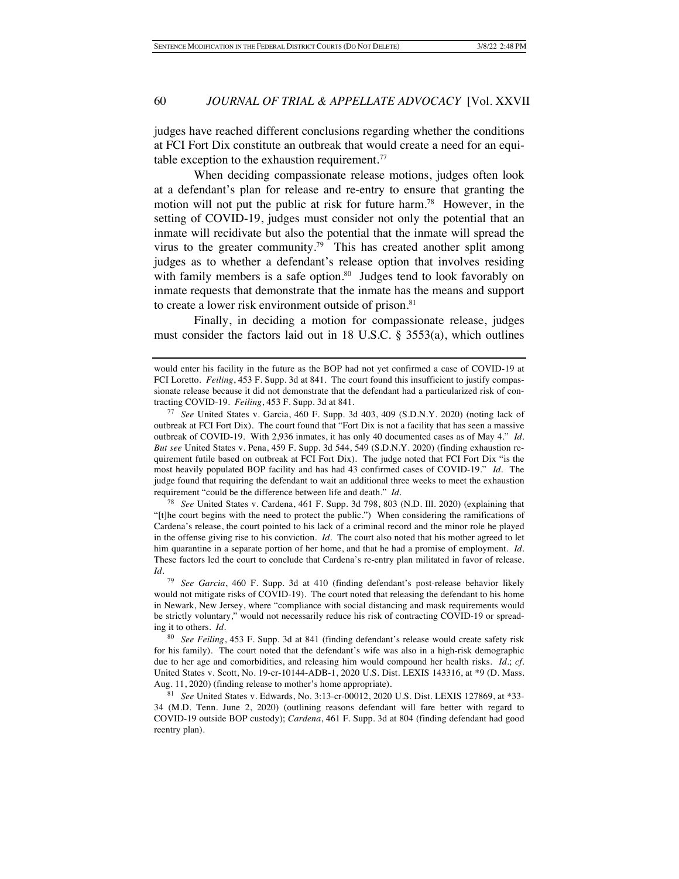judges have reached different conclusions regarding whether the conditions at FCI Fort Dix constitute an outbreak that would create a need for an equitable exception to the exhaustion requirement.[77]

When deciding compassionate release motions, judges often look at a defendant's plan for release and re-entry to ensure that granting the motion will not put the public at risk for future harm.[78] However, in the setting of COVID-19, judges must consider not only the potential that an inmate will recidivate but also the potential that the inmate will spread the virus to the greater community.[79] This has created another split among judges as to whether a defendant's release option that involves residing with family members is a safe option.[80] Judges tend to look favorably on inmate requests that demonstrate that the inmate has the means and support to create a lower risk environment outside of prison.[81]

Finally, in deciding a motion for compassionate release, judges must consider the factors laid out in 18 U.S.C. § 3553(a), which outlines

---

would enter his facility in the future as the BOP had not yet confirmed a case of COVID-19 at FCI Loretto. *Feiling*, 453 F. Supp. 3d at 841. The court found this insufficient to justify compassionate release because it did not demonstrate that the defendant had a particularized risk of contracting COVID-19. *Feiling*, 453 F. Supp. 3d at 841.

[77] *See* United States v. Garcia, 460 F. Supp. 3d 403, 409 (S.D.N.Y. 2020) (noting lack of outbreak at FCI Fort Dix). The court found that "Fort Dix is not a facility that has seen a massive outbreak of COVID-19. With 2,936 inmates, it has only 40 documented cases as of May 4." *Id.* *But see* United States v. Pena, 459 F. Supp. 3d 544, 549 (S.D.N.Y. 2020) (finding exhaustion requirement futile based on outbreak at FCI Fort Dix). The judge noted that FCI Fort Dix "is the most heavily populated BOP facility and has had 43 confirmed cases of COVID-19." *Id.* The judge found that requiring the defendant to wait an additional three weeks to meet the exhaustion requirement "could be the difference between life and death." *Id.*

[78] *See* United States v. Cardena, 461 F. Supp. 3d 798, 803 (N.D. Ill. 2020) (explaining that "[t]he court begins with the need to protect the public.") When considering the ramifications of Cardena's release, the court pointed to his lack of a criminal record and the minor role he played in the offense giving rise to his conviction. *Id.* The court also noted that his mother agreed to let him quarantine in a separate portion of her home, and that he had a promise of employment. *Id.* These factors led the court to conclude that Cardena's re-entry plan militated in favor of release. *Id.*

[79] *See Garcia*, 460 F. Supp. 3d at 410 (finding defendant's post-release behavior likely would not mitigate risks of COVID-19). The court noted that releasing the defendant to his home in Newark, New Jersey, where "compliance with social distancing and mask requirements would be strictly voluntary," would not necessarily reduce his risk of contracting COVID-19 or spreading it to others. *Id.*

[80] *See Feiling*, 453 F. Supp. 3d at 841 (finding defendant's release would create safety risk for his family). The court noted that the defendant's wife was also in a high-risk demographic due to her age and comorbidities, and releasing him would compound her health risks. *Id.*; *cf.* United States v. Scott, No. 19-cr-10144-ADB-1, 2020 U.S. Dist. LEXIS 143316, at *9 (D. Mass. Aug. 11, 2020) (finding release to mother's home appropriate).

[81] *See* United States v. Edwards, No. 3:13-cr-00012, 2020 U.S. Dist. LEXIS 127869, at *33-34 (M.D. Tenn. June 2, 2020) (outlining reasons defendant will fare better with regard to COVID-19 outside BOP custody); *Cardena*, 461 F. Supp. 3d at 804 (finding defendant had good reentry plan).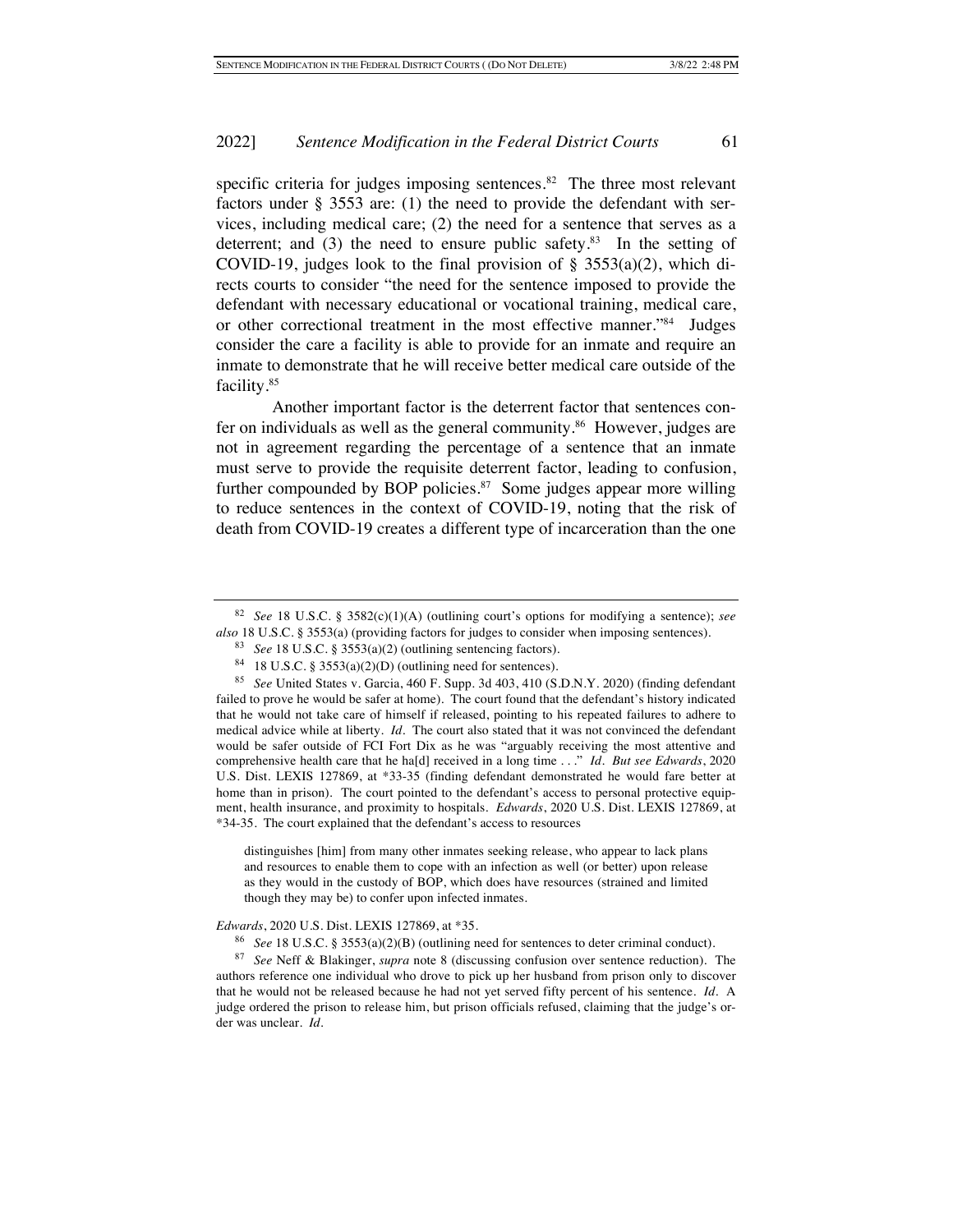specific criteria for judges imposing sentences.[82] The three most relevant factors under § 3553 are: (1) the need to provide the defendant with services, including medical care; (2) the need for a sentence that serves as a deterrent; and (3) the need to ensure public safety.[83] In the setting of COVID-19, judges look to the final provision of § 3553(a)(2), which directs courts to consider "the need for the sentence imposed to provide the defendant with necessary educational or vocational training, medical care, or other correctional treatment in the most effective manner."[84] Judges consider the care a facility is able to provide for an inmate and require an inmate to demonstrate that he will receive better medical care outside of the facility.[85]

Another important factor is the deterrent factor that sentences confer on individuals as well as the general community.[86] However, judges are not in agreement regarding the percentage of a sentence that an inmate must serve to provide the requisite deterrent factor, leading to confusion, further compounded by BOP policies.[87] Some judges appear more willing to reduce sentences in the context of COVID-19, noting that the risk of death from COVID-19 creates a different type of incarceration than the one

---

[82] *See* 18 U.S.C. § 3582(c)(1)(A) (outlining court's options for modifying a sentence); *see also* 18 U.S.C. § 3553(a) (providing factors for judges to consider when imposing sentences).

[83] *See* 18 U.S.C. § 3553(a)(2) (outlining sentencing factors).

[84] 18 U.S.C. § 3553(a)(2)(D) (outlining need for sentences).

[85] *See* United States v. Garcia, 460 F. Supp. 3d 403, 410 (S.D.N.Y. 2020) (finding defendant failed to prove he would be safer at home). The court found that the defendant's history indicated that he would not take care of himself if released, pointing to his repeated failures to adhere to medical advice while at liberty. *Id.* The court also stated that it was not convinced the defendant would be safer outside of FCI Fort Dix as he was "arguably receiving the most attentive and comprehensive health care that he ha[d] received in a long time . . ." *Id.* *But see Edwards*, 2020 U.S. Dist. LEXIS 127869, at *33-35 (finding defendant demonstrated he would fare better at home than in prison). The court pointed to the defendant's access to personal protective equipment, health insurance, and proximity to hospitals. *Edwards*, 2020 U.S. Dist. LEXIS 127869, at *34-35. The court explained that the defendant's access to resources

> distinguishes [him] from many other inmates seeking release, who appear to lack plans and resources to enable them to cope with an infection as well (or better) upon release as they would in the custody of BOP, which does have resources (strained and limited though they may be) to confer upon infected inmates.

*Edwards*, 2020 U.S. Dist. LEXIS 127869, at *35.

[86] *See* 18 U.S.C. § 3553(a)(2)(B) (outlining need for sentences to deter criminal conduct).

[87] *See* Neff & Blakinger, *supra* note 8 (discussing confusion over sentence reduction). The authors reference one individual who drove to pick up her husband from prison only to discover that he would not be released because he had not yet served fifty percent of his sentence. *Id.* A judge ordered the prison to release him, but prison officials refused, claiming that the judge's order was unclear. *Id.*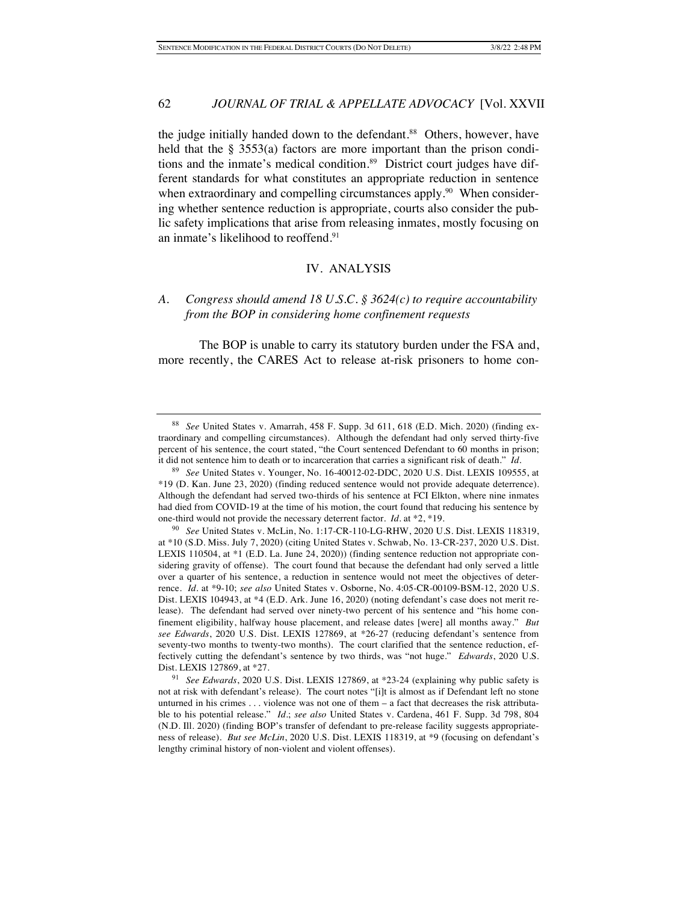the judge initially handed down to the defendant.[88] Others, however, have held that the § 3553(a) factors are more important than the prison conditions and the inmate's medical condition.[89] District court judges have different standards for what constitutes an appropriate reduction in sentence when extraordinary and compelling circumstances apply.[90] When considering whether sentence reduction is appropriate, courts also consider the public safety implications that arise from releasing inmates, mostly focusing on an inmate's likelihood to reoffend.[91]

## IV. ANALYSIS

### A. *Congress should amend 18 U.S.C. § 3624(c) to require accountability from the BOP in considering home confinement requests*

The BOP is unable to carry its statutory burden under the FSA and, more recently, the CARES Act to release at-risk prisoners to home con-

---

[88] *See* United States v. Amarrah, 458 F. Supp. 3d 611, 618 (E.D. Mich. 2020) (finding extraordinary and compelling circumstances). Although the defendant had only served thirty-five percent of his sentence, the court stated, "the Court sentenced Defendant to 60 months in prison; it did not sentence him to death or to incarceration that carries a significant risk of death." *Id.*

[89] *See* United States v. Younger, No. 16-40012-02-DDC, 2020 U.S. Dist. LEXIS 109555, at *19 (D. Kan. June 23, 2020) (finding reduced sentence would not provide adequate deterrence). Although the defendant had served two-thirds of his sentence at FCI Elkton, where nine inmates had died from COVID-19 at the time of his motion, the court found that reducing his sentence by one-third would not provide the necessary deterrent factor. *Id.* at *2, *19.

[90] *See* United States v. McLin, No. 1:17-CR-110-LG-RHW, 2020 U.S. Dist. LEXIS 118319, at *10 (S.D. Miss. July 7, 2020) (citing United States v. Schwab, No. 13-CR-237, 2020 U.S. Dist. LEXIS 110504, at *1 (E.D. La. June 24, 2020)) (finding sentence reduction not appropriate considering gravity of offense). The court found that because the defendant had only served a little over a quarter of his sentence, a reduction in sentence would not meet the objectives of deterrence. *Id.* at *9-10; *see also* United States v. Osborne, No. 4:05-CR-00109-BSM-12, 2020 U.S. Dist. LEXIS 104943, at *4 (E.D. Ark. June 16, 2020) (noting defendant's case does not merit release). The defendant had served over ninety-two percent of his sentence and "his home confinement eligibility, halfway house placement, and release dates [were] all months away." *But see Edwards*, 2020 U.S. Dist. LEXIS 127869, at *26-27 (reducing defendant's sentence from seventy-two months to twenty-two months). The court clarified that the sentence reduction, effectively cutting the defendant's sentence by two thirds, was "not huge." *Edwards*, 2020 U.S. Dist. LEXIS 127869, at *27.

[91] *See Edwards*, 2020 U.S. Dist. LEXIS 127869, at *23-24 (explaining why public safety is not at risk with defendant's release). The court notes "[i]t is almost as if Defendant left no stone unturned in his crimes . . . violence was not one of them – a fact that decreases the risk attributable to his potential release." *Id.*; *see also* United States v. Cardena, 461 F. Supp. 3d 798, 804 (N.D. Ill. 2020) (finding BOP's transfer of defendant to pre-release facility suggests appropriateness of release). *But see McLin*, 2020 U.S. Dist. LEXIS 118319, at *9 (focusing on defendant's lengthy criminal history of non-violent and violent offenses).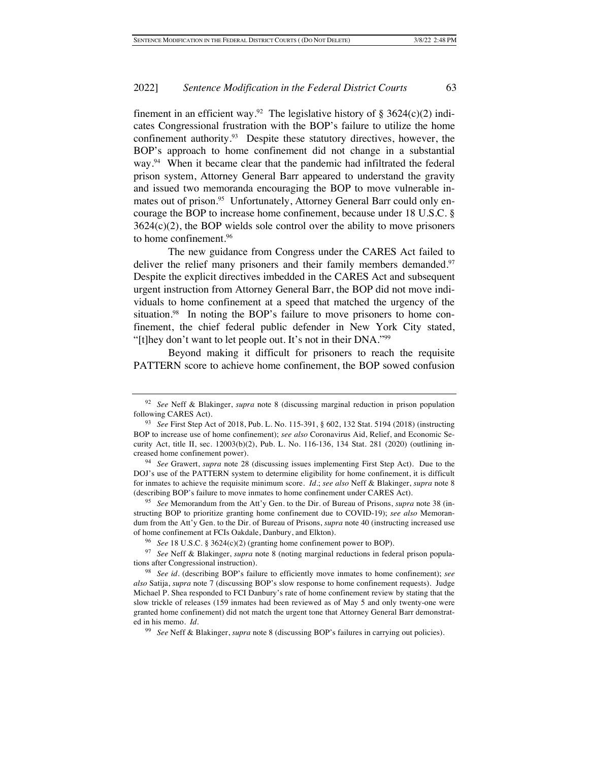finement in an efficient way.[92] The legislative history of § 3624(c)(2) indicates Congressional frustration with the BOP's failure to utilize the home confinement authority.[93] Despite these statutory directives, however, the BOP's approach to home confinement did not change in a substantial way.[94] When it became clear that the pandemic had infiltrated the federal prison system, Attorney General Barr appeared to understand the gravity and issued two memoranda encouraging the BOP to move vulnerable inmates out of prison.[95] Unfortunately, Attorney General Barr could only encourage the BOP to increase home confinement, because under 18 U.S.C. § 3624(c)(2), the BOP wields sole control over the ability to move prisoners to home confinement.[96]

The new guidance from Congress under the CARES Act failed to deliver the relief many prisoners and their family members demanded.[97] Despite the explicit directives imbedded in the CARES Act and subsequent urgent instruction from Attorney General Barr, the BOP did not move individuals to home confinement at a speed that matched the urgency of the situation.[98] In noting the BOP's failure to move prisoners to home confinement, the chief federal public defender in New York City stated, "[t]hey don't want to let people out. It's not in their DNA."[99]

Beyond making it difficult for prisoners to reach the requisite PATTERN score to achieve home confinement, the BOP sowed confusion

---

[92] *See* Neff & Blakinger, *supra* note 8 (discussing marginal reduction in prison population following CARES Act).

[93] *See* First Step Act of 2018, Pub. L. No. 115-391, § 602, 132 Stat. 5194 (2018) (instructing BOP to increase use of home confinement); *see also* Coronavirus Aid, Relief, and Economic Security Act, title II, sec. 12003(b)(2), Pub. L. No. 116-136, 134 Stat. 281 (2020) (outlining increased home confinement power).

[94] *See* Grawert, *supra* note 28 (discussing issues implementing First Step Act). Due to the DOJ's use of the PATTERN system to determine eligibility for home confinement, it is difficult for inmates to achieve the requisite minimum score. *Id.*; *see also* Neff & Blakinger, *supra* note 8 (describing BOP's failure to move inmates to home confinement under CARES Act).

[95] *See* Memorandum from the Att'y Gen. to the Dir. of Bureau of Prisons, *supra* note 38 (instructing BOP to prioritize granting home confinement due to COVID-19); *see also* Memorandum from the Att'y Gen. to the Dir. of Bureau of Prisons, *supra* note 40 (instructing increased use of home confinement at FCIs Oakdale, Danbury, and Elkton).

[96] *See* 18 U.S.C. § 3624(c)(2) (granting home confinement power to BOP).

[97] *See* Neff & Blakinger, *supra* note 8 (noting marginal reductions in federal prison populations after Congressional instruction).

[98] *See id.* (describing BOP's failure to efficiently move inmates to home confinement); *see also* Satija, *supra* note 7 (discussing BOP's slow response to home confinement requests). Judge Michael P. Shea responded to FCI Danbury's rate of home confinement review by stating that the slow trickle of releases (159 inmates had been reviewed as of May 5 and only twenty-one were granted home confinement) did not match the urgent tone that Attorney General Barr demonstrated in his memo. *Id.*

[99] *See* Neff & Blakinger, *supra* note 8 (discussing BOP's failures in carrying out policies).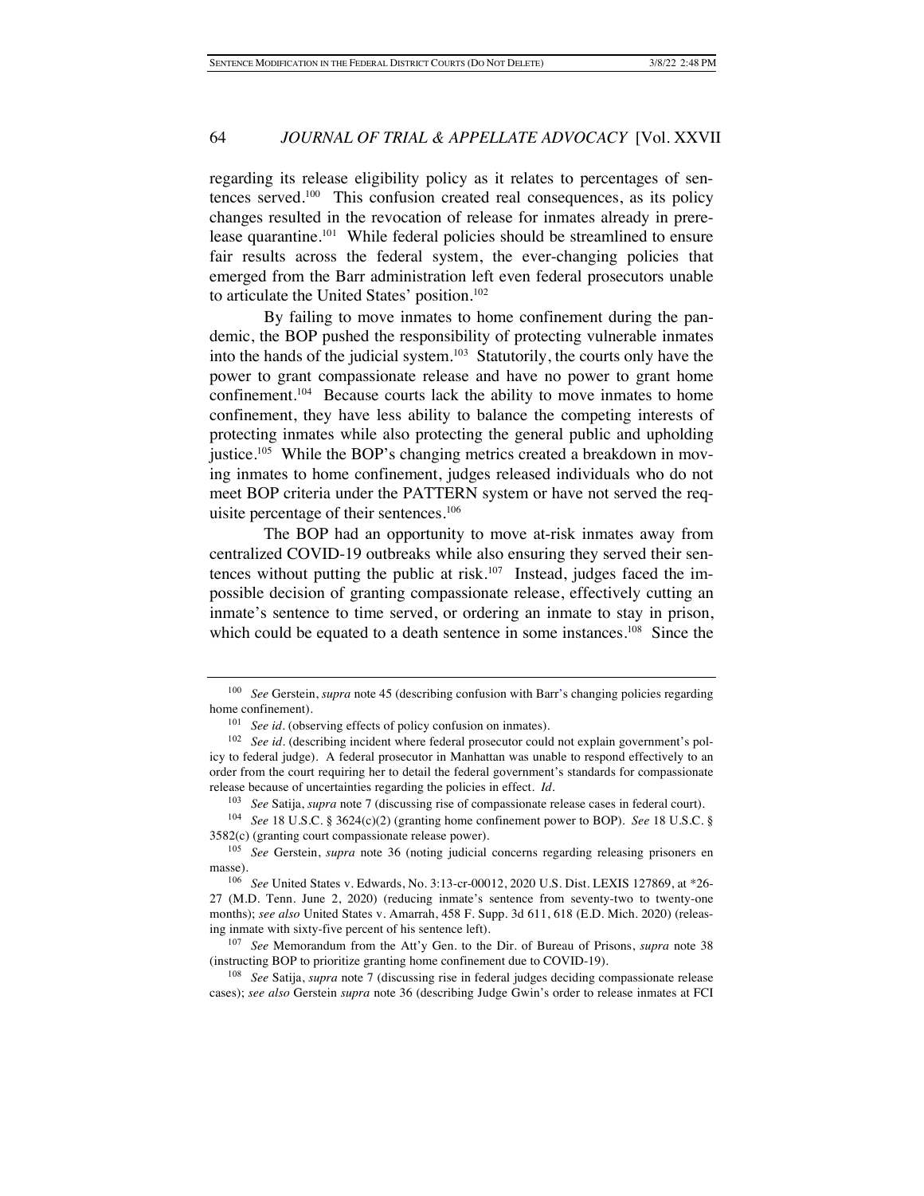regarding its release eligibility policy as it relates to percentages of sentences served.[100] This confusion created real consequences, as its policy changes resulted in the revocation of release for inmates already in prerelease quarantine.[101] While federal policies should be streamlined to ensure fair results across the federal system, the ever-changing policies that emerged from the Barr administration left even federal prosecutors unable to articulate the United States' position.[102]

By failing to move inmates to home confinement during the pandemic, the BOP pushed the responsibility of protecting vulnerable inmates into the hands of the judicial system.[103] Statutorily, the courts only have the power to grant compassionate release and have no power to grant home confinement.[104] Because courts lack the ability to move inmates to home confinement, they have less ability to balance the competing interests of protecting inmates while also protecting the general public and upholding justice.[105] While the BOP's changing metrics created a breakdown in moving inmates to home confinement, judges released individuals who do not meet BOP criteria under the PATTERN system or have not served the requisite percentage of their sentences.[106]

The BOP had an opportunity to move at-risk inmates away from centralized COVID-19 outbreaks while also ensuring they served their sentences without putting the public at risk.[107] Instead, judges faced the impossible decision of granting compassionate release, effectively cutting an inmate's sentence to time served, or ordering an inmate to stay in prison, which could be equated to a death sentence in some instances.[108] Since the

---

[100] *See* Gerstein, *supra* note 45 (describing confusion with Barr's changing policies regarding home confinement).

[101] *See id.* (observing effects of policy confusion on inmates).

[102] *See id.* (describing incident where federal prosecutor could not explain government's policy to federal judge). A federal prosecutor in Manhattan was unable to respond effectively to an order from the court requiring her to detail the federal government's standards for compassionate release because of uncertainties regarding the policies in effect. *Id.*

[103] *See* Satija, *supra* note 7 (discussing rise of compassionate release cases in federal court).

[104] *See* 18 U.S.C. § 3624(c)(2) (granting home confinement power to BOP). *See* 18 U.S.C. § 3582(c) (granting court compassionate release power).

[105] *See* Gerstein, *supra* note 36 (noting judicial concerns regarding releasing prisoners en masse).

[106] *See* United States v. Edwards, No. 3:13-cr-00012, 2020 U.S. Dist. LEXIS 127869, at *26-27 (M.D. Tenn. June 2, 2020) (reducing inmate's sentence from seventy-two to twenty-one months); *see also* United States v. Amarrah, 458 F. Supp. 3d 611, 618 (E.D. Mich. 2020) (releasing inmate with sixty-five percent of his sentence left).

[107] *See* Memorandum from the Att'y Gen. to the Dir. of Bureau of Prisons, *supra* note 38 (instructing BOP to prioritize granting home confinement due to COVID-19).

[108] *See* Satija, *supra* note 7 (discussing rise in federal judges deciding compassionate release cases); *see also* Gerstein *supra* note 36 (describing Judge Gwin's order to release inmates at FCI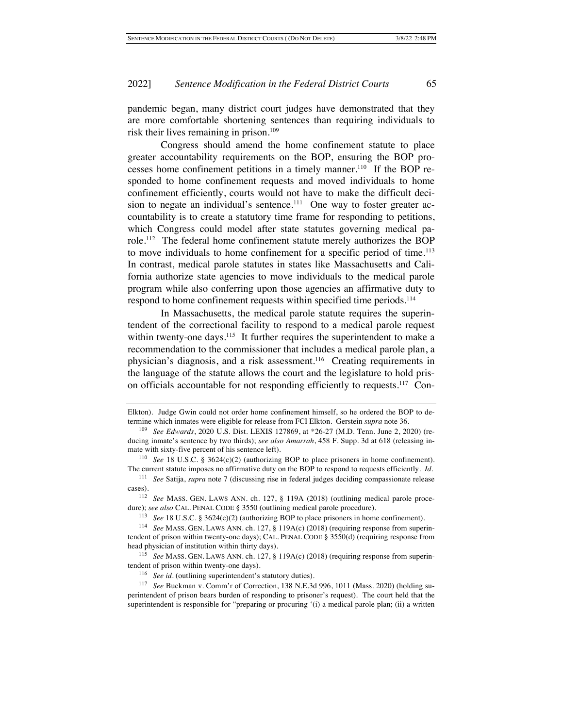pandemic began, many district court judges have demonstrated that they are more comfortable shortening sentences than requiring individuals to risk their lives remaining in prison.[109]

Congress should amend the home confinement statute to place greater accountability requirements on the BOP, ensuring the BOP processes home confinement petitions in a timely manner.[110] If the BOP responded to home confinement requests and moved individuals to home confinement efficiently, courts would not have to make the difficult decision to negate an individual's sentence.[111] One way to foster greater accountability is to create a statutory time frame for responding to petitions, which Congress could model after state statutes governing medical parole.[112] The federal home confinement statute merely authorizes the BOP to move individuals to home confinement for a specific period of time.[113] In contrast, medical parole statutes in states like Massachusetts and California authorize state agencies to move individuals to the medical parole program while also conferring upon those agencies an affirmative duty to respond to home confinement requests within specified time periods.[114]

In Massachusetts, the medical parole statute requires the superintendent of the correctional facility to respond to a medical parole request within twenty-one days.[115] It further requires the superintendent to make a recommendation to the commissioner that includes a medical parole plan, a physician's diagnosis, and a risk assessment.[116] Creating requirements in the language of the statute allows the court and the legislature to hold prison officials accountable for not responding efficiently to requests.[117] Con-

---

Elkton). Judge Gwin could not order home confinement himself, so he ordered the BOP to determine which inmates were eligible for release from FCI Elkton. Gerstein *supra* note 36.

[109] *See Edwards*, 2020 U.S. Dist. LEXIS 127869, at *26-27 (M.D. Tenn. June 2, 2020) (reducing inmate's sentence by two thirds); *see also Amarrah*, 458 F. Supp. 3d at 618 (releasing inmate with sixty-five percent of his sentence left).

[110] *See* 18 U.S.C. § 3624(c)(2) (authorizing BOP to place prisoners in home confinement). The current statute imposes no affirmative duty on the BOP to respond to requests efficiently. *Id.*

[111] *See* Satija, *supra* note 7 (discussing rise in federal judges deciding compassionate release cases).

[112] *See* MASS. GEN. LAWS ANN. ch. 127, § 119A (2018) (outlining medical parole procedure); *see also* CAL. PENAL CODE § 3550 (outlining medical parole procedure).

[113] *See* 18 U.S.C. § 3624(c)(2) (authorizing BOP to place prisoners in home confinement).

[114] *See* MASS. GEN. LAWS ANN. ch. 127, § 119A(c) (2018) (requiring response from superintendent of prison within twenty-one days); CAL. PENAL CODE § 3550(d) (requiring response from head physician of institution within thirty days).

[115] *See* MASS. GEN. LAWS ANN. ch. 127, § 119A(c) (2018) (requiring response from superintendent of prison within twenty-one days).

[116] *See id.* (outlining superintendent's statutory duties).

[117] *See* Buckman v. Comm'r of Correction, 138 N.E.3d 996, 1011 (Mass. 2020) (holding superintendent of prison bears burden of responding to prisoner's request). The court held that the superintendent is responsible for "preparing or procuring '(i) a medical parole plan; (ii) a written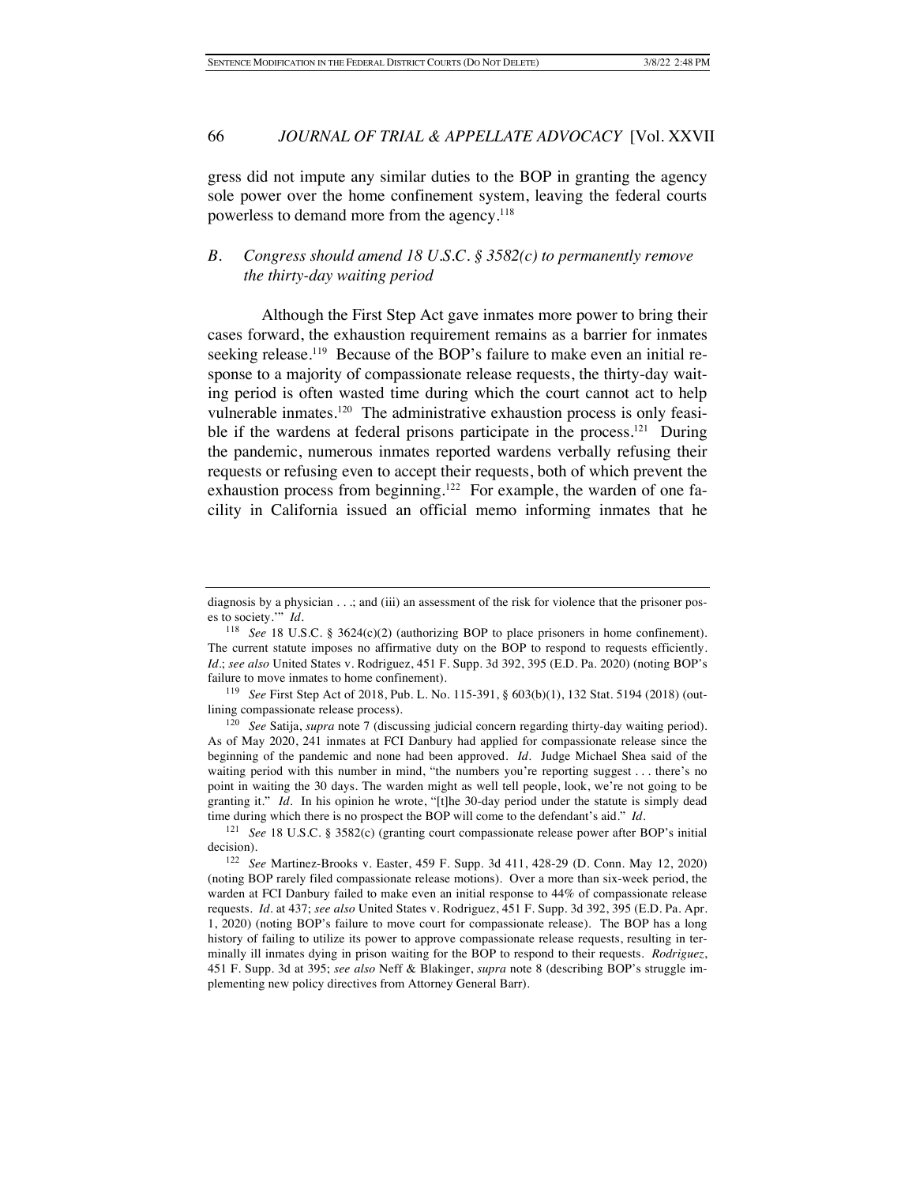gress did not impute any similar duties to the BOP in granting the agency sole power over the home confinement system, leaving the federal courts powerless to demand more from the agency.[118]

### *B. Congress should amend 18 U.S.C. § 3582(c) to permanently remove the thirty-day waiting period*

Although the First Step Act gave inmates more power to bring their cases forward, the exhaustion requirement remains as a barrier for inmates seeking release.[119] Because of the BOP's failure to make even an initial response to a majority of compassionate release requests, the thirty-day waiting period is often wasted time during which the court cannot act to help vulnerable inmates.[120] The administrative exhaustion process is only feasible if the wardens at federal prisons participate in the process.[121] During the pandemic, numerous inmates reported wardens verbally refusing their requests or refusing even to accept their requests, both of which prevent the exhaustion process from beginning.[122] For example, the warden of one facility in California issued an official memo informing inmates that he

---

diagnosis by a physician . . .; and (iii) an assessment of the risk for violence that the prisoner poses to society.'" *Id.*

[118] *See* 18 U.S.C. § 3624(c)(2) (authorizing BOP to place prisoners in home confinement). The current statute imposes no affirmative duty on the BOP to respond to requests efficiently. *Id.*; *see also* United States v. Rodriguez, 451 F. Supp. 3d 392, 395 (E.D. Pa. 2020) (noting BOP's failure to move inmates to home confinement).

[119] *See* First Step Act of 2018, Pub. L. No. 115-391, § 603(b)(1), 132 Stat. 5194 (2018) (outlining compassionate release process).

[120] *See* Satija, *supra* note 7 (discussing judicial concern regarding thirty-day waiting period). As of May 2020, 241 inmates at FCI Danbury had applied for compassionate release since the beginning of the pandemic and none had been approved. *Id.* Judge Michael Shea said of the waiting period with this number in mind, "the numbers you're reporting suggest . . . there's no point in waiting the 30 days. The warden might as well tell people, look, we're not going to be granting it." *Id.* In his opinion he wrote, "[t]he 30-day period under the statute is simply dead time during which there is no prospect the BOP will come to the defendant's aid." *Id.*

[121] *See* 18 U.S.C. § 3582(c) (granting court compassionate release power after BOP's initial decision).

[122] *See* Martinez-Brooks v. Easter, 459 F. Supp. 3d 411, 428-29 (D. Conn. May 12, 2020) (noting BOP rarely filed compassionate release motions). Over a more than six-week period, the warden at FCI Danbury failed to make even an initial response to 44% of compassionate release requests. *Id.* at 437; *see also* United States v. Rodriguez, 451 F. Supp. 3d 392, 395 (E.D. Pa. Apr. 1, 2020) (noting BOP's failure to move court for compassionate release). The BOP has a long history of failing to utilize its power to approve compassionate release requests, resulting in terminally ill inmates dying in prison waiting for the BOP to respond to their requests. *Rodriguez*, 451 F. Supp. 3d at 395; *see also* Neff & Blakinger, *supra* note 8 (describing BOP's struggle implementing new policy directives from Attorney General Barr).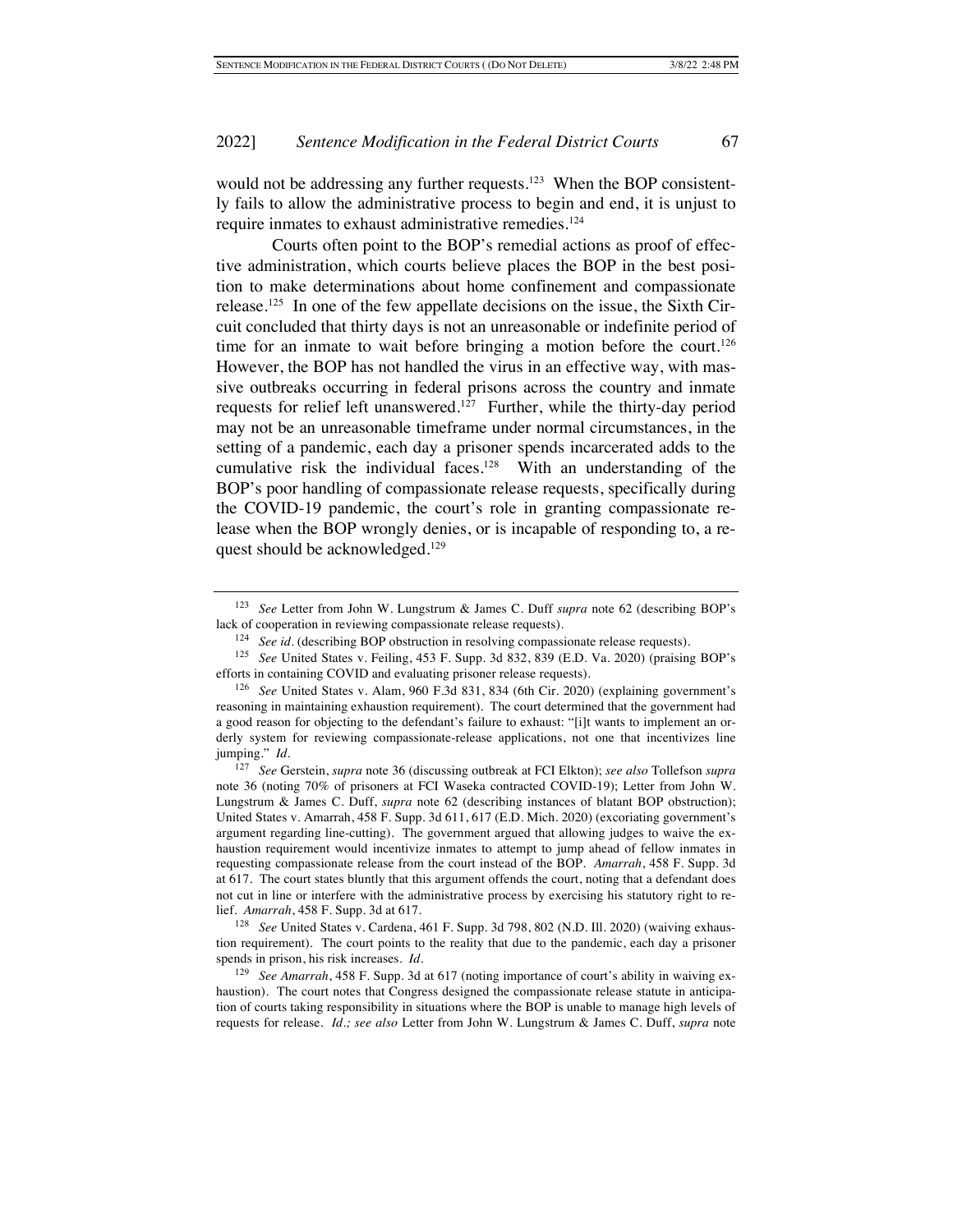would not be addressing any further requests.[123] When the BOP consistently fails to allow the administrative process to begin and end, it is unjust to require inmates to exhaust administrative remedies.[124]

Courts often point to the BOP's remedial actions as proof of effective administration, which courts believe places the BOP in the best position to make determinations about home confinement and compassionate release.[125] In one of the few appellate decisions on the issue, the Sixth Circuit concluded that thirty days is not an unreasonable or indefinite period of time for an inmate to wait before bringing a motion before the court.[126] However, the BOP has not handled the virus in an effective way, with massive outbreaks occurring in federal prisons across the country and inmate requests for relief left unanswered.[127] Further, while the thirty-day period may not be an unreasonable timeframe under normal circumstances, in the setting of a pandemic, each day a prisoner spends incarcerated adds to the cumulative risk the individual faces.[128] With an understanding of the BOP's poor handling of compassionate release requests, specifically during the COVID-19 pandemic, the court's role in granting compassionate release when the BOP wrongly denies, or is incapable of responding to, a request should be acknowledged.[129]

---

[123] *See* Letter from John W. Lungstrum & James C. Duff *supra* note 62 (describing BOP's lack of cooperation in reviewing compassionate release requests).

[124] *See id.* (describing BOP obstruction in resolving compassionate release requests).

[125] *See* United States v. Feiling, 453 F. Supp. 3d 832, 839 (E.D. Va. 2020) (praising BOP's efforts in containing COVID and evaluating prisoner release requests).

[126] *See* United States v. Alam, 960 F.3d 831, 834 (6th Cir. 2020) (explaining government's reasoning in maintaining exhaustion requirement). The court determined that the government had a good reason for objecting to the defendant's failure to exhaust: "[i]t wants to implement an orderly system for reviewing compassionate-release applications, not one that incentivizes line jumping." *Id.*

[127] *See* Gerstein, *supra* note 36 (discussing outbreak at FCI Elkton); *see also* Tollefson *supra* note 36 (noting 70% of prisoners at FCI Waseka contracted COVID-19); Letter from John W. Lungstrum & James C. Duff, *supra* note 62 (describing instances of blatant BOP obstruction); United States v. Amarrah, 458 F. Supp. 3d 611, 617 (E.D. Mich. 2020) (excoriating government's argument regarding line-cutting). The government argued that allowing judges to waive the exhaustion requirement would incentivize inmates to attempt to jump ahead of fellow inmates in requesting compassionate release from the court instead of the BOP. *Amarrah*, 458 F. Supp. 3d at 617. The court states bluntly that this argument offends the court, noting that a defendant does not cut in line or interfere with the administrative process by exercising his statutory right to relief. *Amarrah*, 458 F. Supp. 3d at 617.

[128] *See* United States v. Cardena, 461 F. Supp. 3d 798, 802 (N.D. Ill. 2020) (waiving exhaustion requirement). The court points to the reality that due to the pandemic, each day a prisoner spends in prison, his risk increases. *Id.*

[129] *See Amarrah*, 458 F. Supp. 3d at 617 (noting importance of court's ability in waiving exhaustion). The court notes that Congress designed the compassionate release statute in anticipation of courts taking responsibility in situations where the BOP is unable to manage high levels of requests for release. *Id.; see also* Letter from John W. Lungstrum & James C. Duff, *supra* note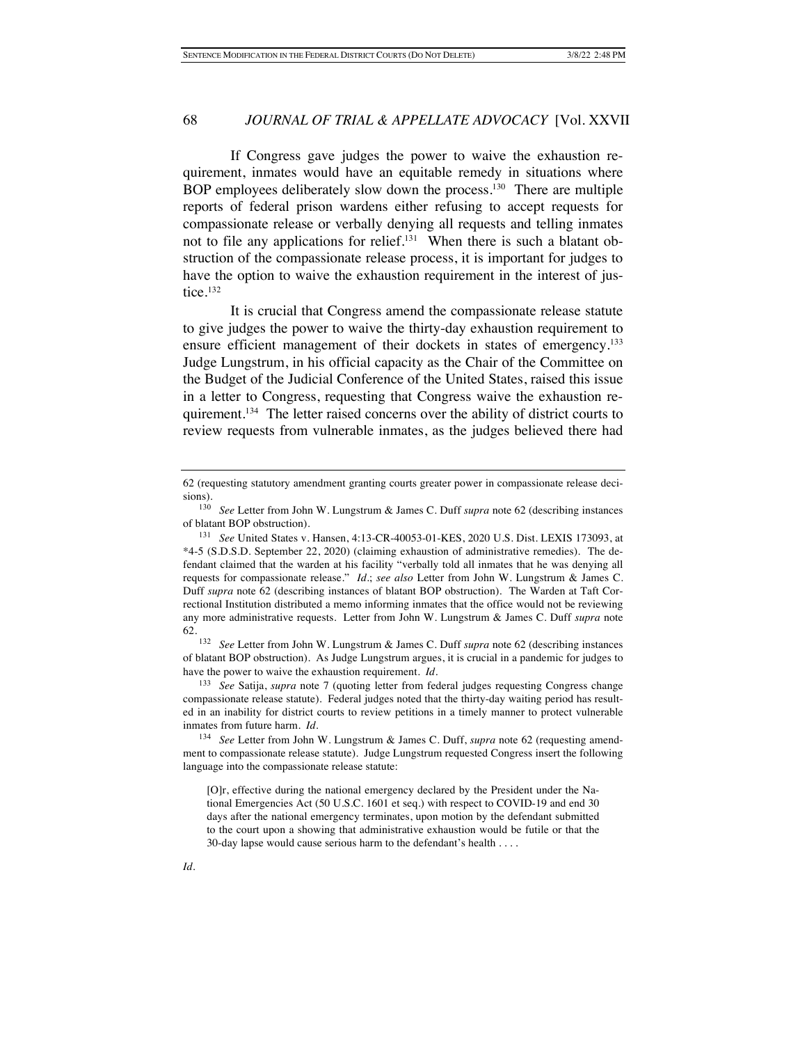If Congress gave judges the power to waive the exhaustion requirement, inmates would have an equitable remedy in situations where BOP employees deliberately slow down the process.[130] There are multiple reports of federal prison wardens either refusing to accept requests for compassionate release or verbally denying all requests and telling inmates not to file any applications for relief.[131] When there is such a blatant obstruction of the compassionate release process, it is important for judges to have the option to waive the exhaustion requirement in the interest of justice.[132]

It is crucial that Congress amend the compassionate release statute to give judges the power to waive the thirty-day exhaustion requirement to ensure efficient management of their dockets in states of emergency.[133] Judge Lungstrum, in his official capacity as the Chair of the Committee on the Budget of the Judicial Conference of the United States, raised this issue in a letter to Congress, requesting that Congress waive the exhaustion requirement.[134] The letter raised concerns over the ability of district courts to review requests from vulnerable inmates, as the judges believed there had

---

62 (requesting statutory amendment granting courts greater power in compassionate release decisions).

[130] *See* Letter from John W. Lungstrum & James C. Duff *supra* note 62 (describing instances of blatant BOP obstruction).

[131] *See* United States v. Hansen, 4:13-CR-40053-01-KES, 2020 U.S. Dist. LEXIS 173093, at *4-5 (S.D.S.D. September 22, 2020) (claiming exhaustion of administrative remedies). The defendant claimed that the warden at his facility "verbally told all inmates that he was denying all requests for compassionate release." *Id.*; *see also* Letter from John W. Lungstrum & James C. Duff *supra* note 62 (describing instances of blatant BOP obstruction). The Warden at Taft Correctional Institution distributed a memo informing inmates that the office would not be reviewing any more administrative requests. Letter from John W. Lungstrum & James C. Duff *supra* note 62.

[132] *See* Letter from John W. Lungstrum & James C. Duff *supra* note 62 (describing instances of blatant BOP obstruction). As Judge Lungstrum argues, it is crucial in a pandemic for judges to have the power to waive the exhaustion requirement. *Id.*

[133] *See* Satija, *supra* note 7 (quoting letter from federal judges requesting Congress change compassionate release statute). Federal judges noted that the thirty-day waiting period has resulted in an inability for district courts to review petitions in a timely manner to protect vulnerable inmates from future harm. *Id.*

[134] *See* Letter from John W. Lungstrum & James C. Duff, *supra* note 62 (requesting amendment to compassionate release statute). Judge Lungstrum requested Congress insert the following language into the compassionate release statute:

> [O]r, effective during the national emergency declared by the President under the National Emergencies Act (50 U.S.C. 1601 et seq.) with respect to COVID-19 and end 30 days after the national emergency terminates, upon motion by the defendant submitted to the court upon a showing that administrative exhaustion would be futile or that the 30-day lapse would cause serious harm to the defendant's health . . . .

*Id.*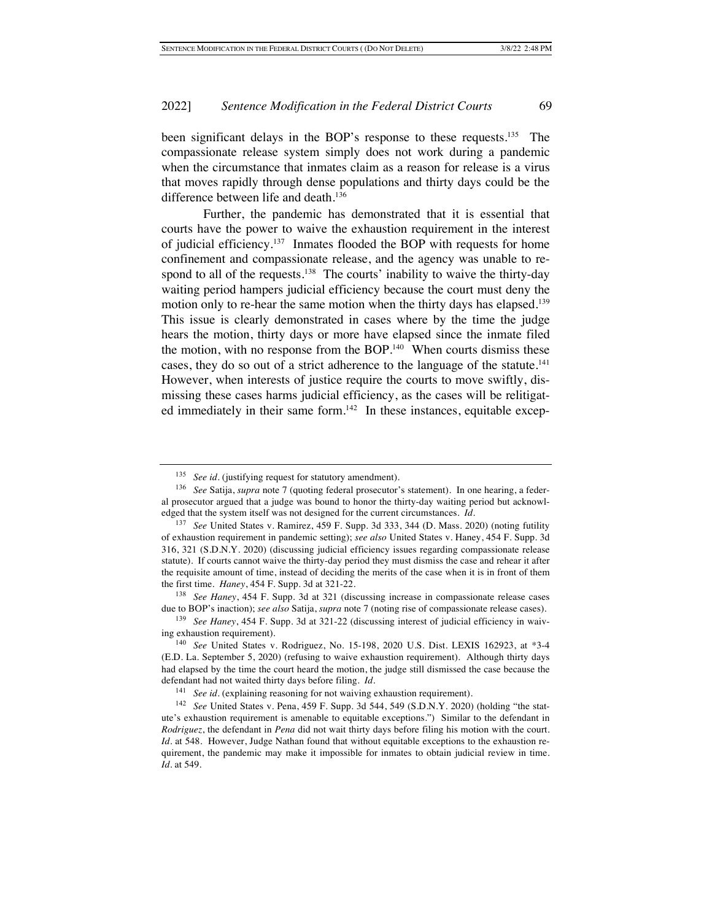been significant delays in the BOP's response to these requests.[135] The compassionate release system simply does not work during a pandemic when the circumstance that inmates claim as a reason for release is a virus that moves rapidly through dense populations and thirty days could be the difference between life and death.[136]

Further, the pandemic has demonstrated that it is essential that courts have the power to waive the exhaustion requirement in the interest of judicial efficiency.[137] Inmates flooded the BOP with requests for home confinement and compassionate release, and the agency was unable to respond to all of the requests.[138] The courts' inability to waive the thirty-day waiting period hampers judicial efficiency because the court must deny the motion only to re-hear the same motion when the thirty days has elapsed.[139] This issue is clearly demonstrated in cases where by the time the judge hears the motion, thirty days or more have elapsed since the inmate filed the motion, with no response from the BOP.[140] When courts dismiss these cases, they do so out of a strict adherence to the language of the statute.[141] However, when interests of justice require the courts to move swiftly, dismissing these cases harms judicial efficiency, as the cases will be relitigated immediately in their same form.[142] In these instances, equitable excep-

---

[135] *See id.* (justifying request for statutory amendment).

[136] *See* Satija, *supra* note 7 (quoting federal prosecutor's statement). In one hearing, a federal prosecutor argued that a judge was bound to honor the thirty-day waiting period but acknowledged that the system itself was not designed for the current circumstances. *Id.*

[137] *See* United States v. Ramirez, 459 F. Supp. 3d 333, 344 (D. Mass. 2020) (noting futility of exhaustion requirement in pandemic setting); *see also* United States v. Haney, 454 F. Supp. 3d 316, 321 (S.D.N.Y. 2020) (discussing judicial efficiency issues regarding compassionate release statute). If courts cannot waive the thirty-day period they must dismiss the case and rehear it after the requisite amount of time, instead of deciding the merits of the case when it is in front of them the first time. *Haney*, 454 F. Supp. 3d at 321-22.

[138] *See Haney*, 454 F. Supp. 3d at 321 (discussing increase in compassionate release cases due to BOP's inaction); *see also* Satija, *supra* note 7 (noting rise of compassionate release cases).

[139] *See Haney*, 454 F. Supp. 3d at 321-22 (discussing interest of judicial efficiency in waiving exhaustion requirement).

[140] *See* United States v. Rodriguez, No. 15-198, 2020 U.S. Dist. LEXIS 162923, at *3-4 (E.D. La. September 5, 2020) (refusing to waive exhaustion requirement). Although thirty days had elapsed by the time the court heard the motion, the judge still dismissed the case because the defendant had not waited thirty days before filing. *Id.*

[141] *See id.* (explaining reasoning for not waiving exhaustion requirement).

[142] *See* United States v. Pena, 459 F. Supp. 3d 544, 549 (S.D.N.Y. 2020) (holding "the statute's exhaustion requirement is amenable to equitable exceptions.") Similar to the defendant in *Rodriguez*, the defendant in *Pena* did not wait thirty days before filing his motion with the court. *Id.* at 548. However, Judge Nathan found that without equitable exceptions to the exhaustion requirement, the pandemic may make it impossible for inmates to obtain judicial review in time. *Id.* at 549.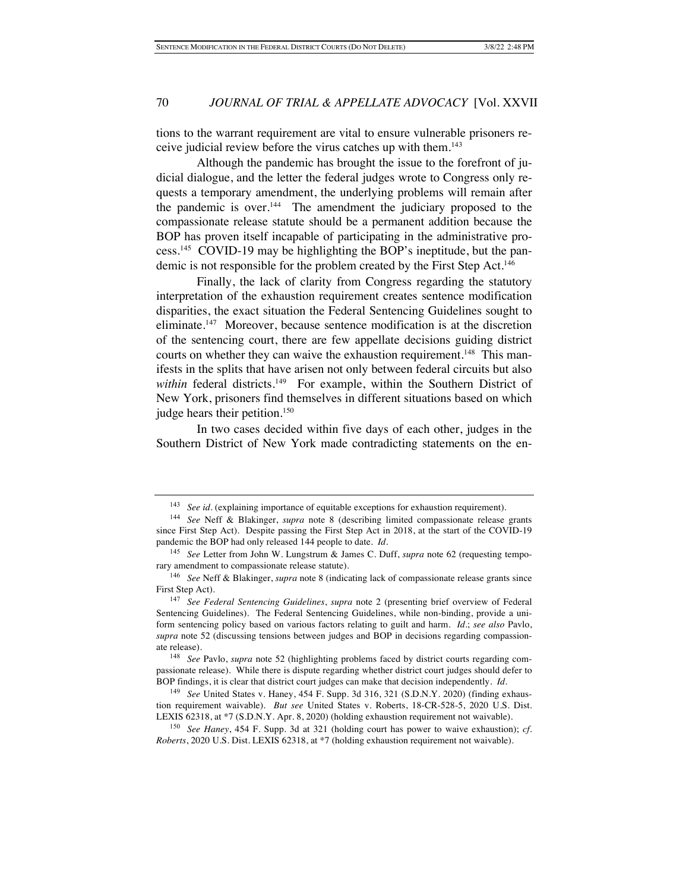tions to the warrant requirement are vital to ensure vulnerable prisoners receive judicial review before the virus catches up with them.[143]

Although the pandemic has brought the issue to the forefront of judicial dialogue, and the letter the federal judges wrote to Congress only requests a temporary amendment, the underlying problems will remain after the pandemic is over.[144] The amendment the judiciary proposed to the compassionate release statute should be a permanent addition because the BOP has proven itself incapable of participating in the administrative process.[145] COVID-19 may be highlighting the BOP's ineptitude, but the pandemic is not responsible for the problem created by the First Step Act.[146]

Finally, the lack of clarity from Congress regarding the statutory interpretation of the exhaustion requirement creates sentence modification disparities, the exact situation the Federal Sentencing Guidelines sought to eliminate.[147] Moreover, because sentence modification is at the discretion of the sentencing court, there are few appellate decisions guiding district courts on whether they can waive the exhaustion requirement.[148] This manifests in the splits that have arisen not only between federal circuits but also *within* federal districts.[149] For example, within the Southern District of New York, prisoners find themselves in different situations based on which judge hears their petition.[150]

In two cases decided within five days of each other, judges in the Southern District of New York made contradicting statements on the en-

---

[143] *See id.* (explaining importance of equitable exceptions for exhaustion requirement).

[144] *See* Neff & Blakinger, *supra* note 8 (describing limited compassionate release grants since First Step Act). Despite passing the First Step Act in 2018, at the start of the COVID-19 pandemic the BOP had only released 144 people to date. *Id.*

[145] *See* Letter from John W. Lungstrum & James C. Duff, *supra* note 62 (requesting temporary amendment to compassionate release statute).

[146] *See* Neff & Blakinger, *supra* note 8 (indicating lack of compassionate release grants since First Step Act).

[147] *See Federal Sentencing Guidelines*, *supra* note 2 (presenting brief overview of Federal Sentencing Guidelines). The Federal Sentencing Guidelines, while non-binding, provide a uniform sentencing policy based on various factors relating to guilt and harm. *Id.*; *see also* Pavlo, *supra* note 52 (discussing tensions between judges and BOP in decisions regarding compassionate release).

[148] *See* Pavlo, *supra* note 52 (highlighting problems faced by district courts regarding compassionate release). While there is dispute regarding whether district court judges should defer to BOP findings, it is clear that district court judges can make that decision independently. *Id.*

[149] *See* United States v. Haney, 454 F. Supp. 3d 316, 321 (S.D.N.Y. 2020) (finding exhaustion requirement waivable). *But see* United States v. Roberts, 18-CR-528-5, 2020 U.S. Dist. LEXIS 62318, at *7 (S.D.N.Y. Apr. 8, 2020) (holding exhaustion requirement not waivable).

[150] *See Haney*, 454 F. Supp. 3d at 321 (holding court has power to waive exhaustion); *cf. Roberts*, 2020 U.S. Dist. LEXIS 62318, at *7 (holding exhaustion requirement not waivable).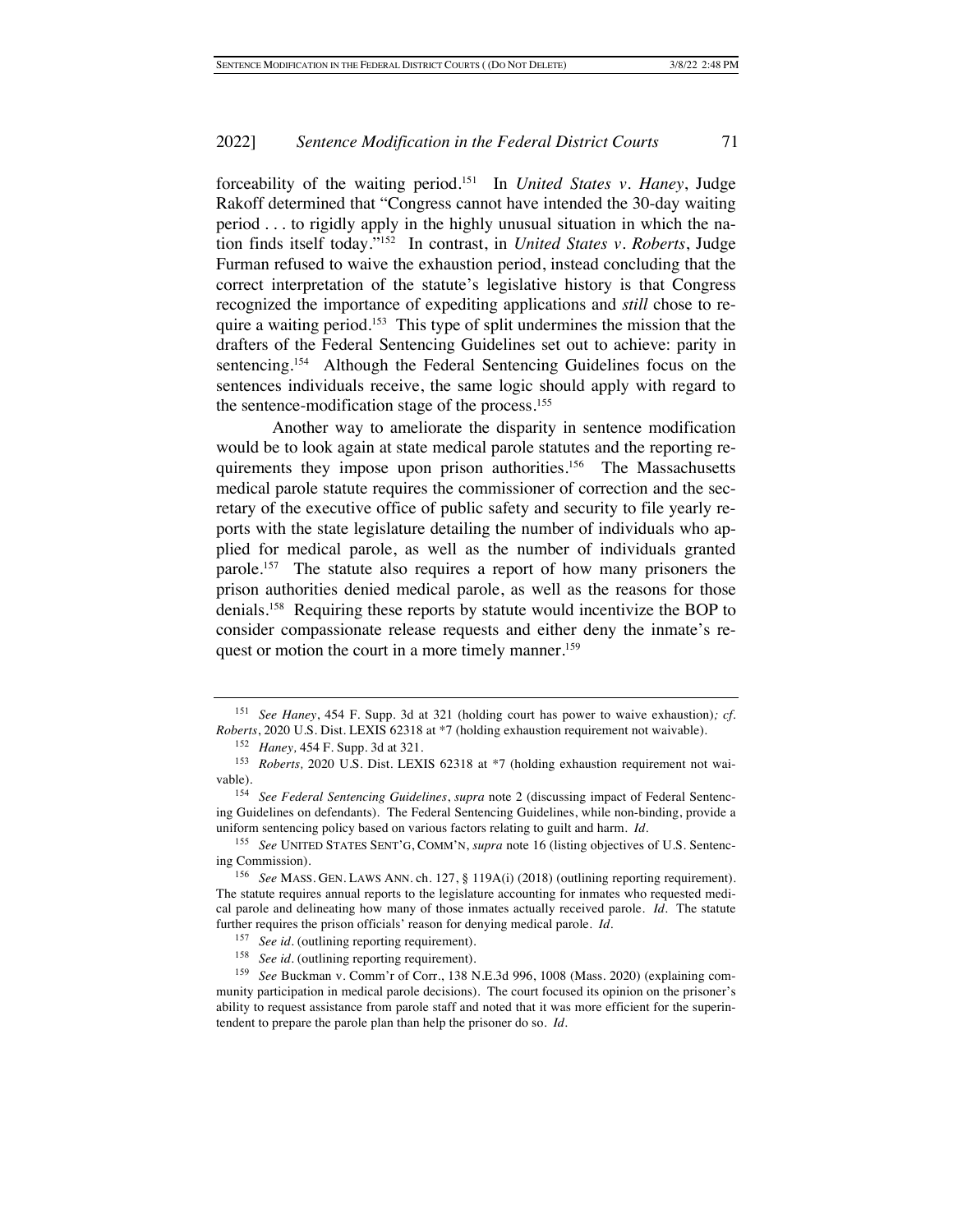forceability of the waiting period.[151] In *United States v. Haney*, Judge Rakoff determined that "Congress cannot have intended the 30-day waiting period . . . to rigidly apply in the highly unusual situation in which the nation finds itself today."[152] In contrast, in *United States v. Roberts*, Judge Furman refused to waive the exhaustion period, instead concluding that the correct interpretation of the statute's legislative history is that Congress recognized the importance of expediting applications and *still* chose to require a waiting period.[153] This type of split undermines the mission that the drafters of the Federal Sentencing Guidelines set out to achieve: parity in sentencing.[154] Although the Federal Sentencing Guidelines focus on the sentences individuals receive, the same logic should apply with regard to the sentence-modification stage of the process.[155]

Another way to ameliorate the disparity in sentence modification would be to look again at state medical parole statutes and the reporting requirements they impose upon prison authorities.[156] The Massachusetts medical parole statute requires the commissioner of correction and the secretary of the executive office of public safety and security to file yearly reports with the state legislature detailing the number of individuals who applied for medical parole, as well as the number of individuals granted parole.[157] The statute also requires a report of how many prisoners the prison authorities denied medical parole, as well as the reasons for those denials.[158] Requiring these reports by statute would incentivize the BOP to consider compassionate release requests and either deny the inmate's request or motion the court in a more timely manner.[159]

---

[151] *See Haney*, 454 F. Supp. 3d at 321 (holding court has power to waive exhaustion)*; cf. Roberts*, 2020 U.S. Dist. LEXIS 62318 at *7 (holding exhaustion requirement not waivable).

[152] *Haney,* 454 F. Supp. 3d at 321.

[153] *Roberts,* 2020 U.S. Dist. LEXIS 62318 at *7 (holding exhaustion requirement not waivable).

[154] *See Federal Sentencing Guidelines*, *supra* note 2 (discussing impact of Federal Sentencing Guidelines on defendants). The Federal Sentencing Guidelines, while non-binding, provide a uniform sentencing policy based on various factors relating to guilt and harm. *Id.*

[155] *See* UNITED STATES SENT'G, COMM'N, *supra* note 16 (listing objectives of U.S. Sentencing Commission).

[156] *See* MASS. GEN. LAWS ANN. ch. 127, § 119A(i) (2018) (outlining reporting requirement). The statute requires annual reports to the legislature accounting for inmates who requested medical parole and delineating how many of those inmates actually received parole. *Id.* The statute further requires the prison officials' reason for denying medical parole. *Id.*

[157] *See id.* (outlining reporting requirement).

[158] *See id.* (outlining reporting requirement).

[159] *See* Buckman v. Comm'r of Corr., 138 N.E.3d 996, 1008 (Mass. 2020) (explaining community participation in medical parole decisions). The court focused its opinion on the prisoner's ability to request assistance from parole staff and noted that it was more efficient for the superintendent to prepare the parole plan than help the prisoner do so. *Id.*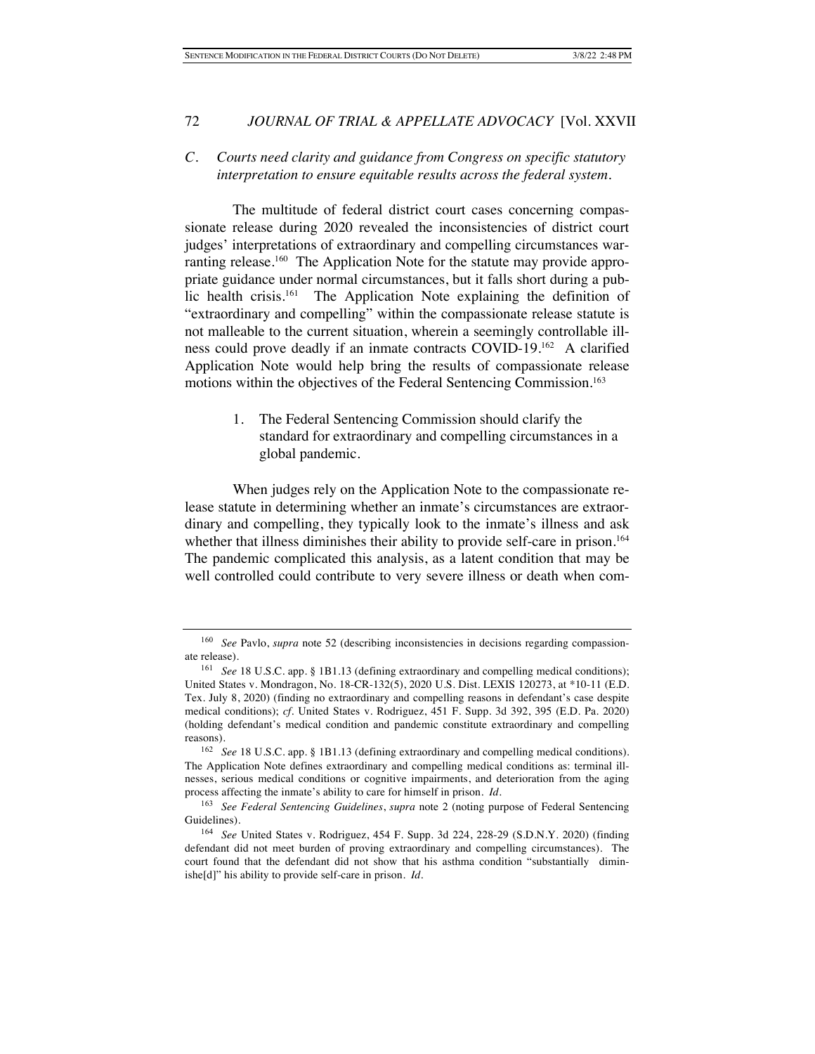### *C. Courts need clarity and guidance from Congress on specific statutory interpretation to ensure equitable results across the federal system.*

The multitude of federal district court cases concerning compassionate release during 2020 revealed the inconsistencies of district court judges' interpretations of extraordinary and compelling circumstances warranting release.[160] The Application Note for the statute may provide appropriate guidance under normal circumstances, but it falls short during a public health crisis.[161] The Application Note explaining the definition of "extraordinary and compelling" within the compassionate release statute is not malleable to the current situation, wherein a seemingly controllable illness could prove deadly if an inmate contracts COVID-19.[162] A clarified Application Note would help bring the results of compassionate release motions within the objectives of the Federal Sentencing Commission.[163]

1. The Federal Sentencing Commission should clarify the standard for extraordinary and compelling circumstances in a global pandemic.

When judges rely on the Application Note to the compassionate release statute in determining whether an inmate's circumstances are extraordinary and compelling, they typically look to the inmate's illness and ask whether that illness diminishes their ability to provide self-care in prison.[164] The pandemic complicated this analysis, as a latent condition that may be well controlled could contribute to very severe illness or death when com-

---

[160] *See* Pavlo, *supra* note 52 (describing inconsistencies in decisions regarding compassionate release).

[161] *See* 18 U.S.C. app. § 1B1.13 (defining extraordinary and compelling medical conditions); United States v. Mondragon, No. 18-CR-132(5), 2020 U.S. Dist. LEXIS 120273, at *10-11 (E.D. Tex. July 8, 2020) (finding no extraordinary and compelling reasons in defendant's case despite medical conditions); *cf.* United States v. Rodriguez, 451 F. Supp. 3d 392, 395 (E.D. Pa. 2020) (holding defendant's medical condition and pandemic constitute extraordinary and compelling reasons).

[162] *See* 18 U.S.C. app. § 1B1.13 (defining extraordinary and compelling medical conditions). The Application Note defines extraordinary and compelling medical conditions as: terminal illnesses, serious medical conditions or cognitive impairments, and deterioration from the aging process affecting the inmate's ability to care for himself in prison. *Id.*

[163] *See Federal Sentencing Guidelines*, *supra* note 2 (noting purpose of Federal Sentencing Guidelines).

[164] *See* United States v. Rodriguez, 454 F. Supp. 3d 224, 228-29 (S.D.N.Y. 2020) (finding defendant did not meet burden of proving extraordinary and compelling circumstances). The court found that the defendant did not show that his asthma condition "substantially diminishe[d]" his ability to provide self-care in prison. *Id.*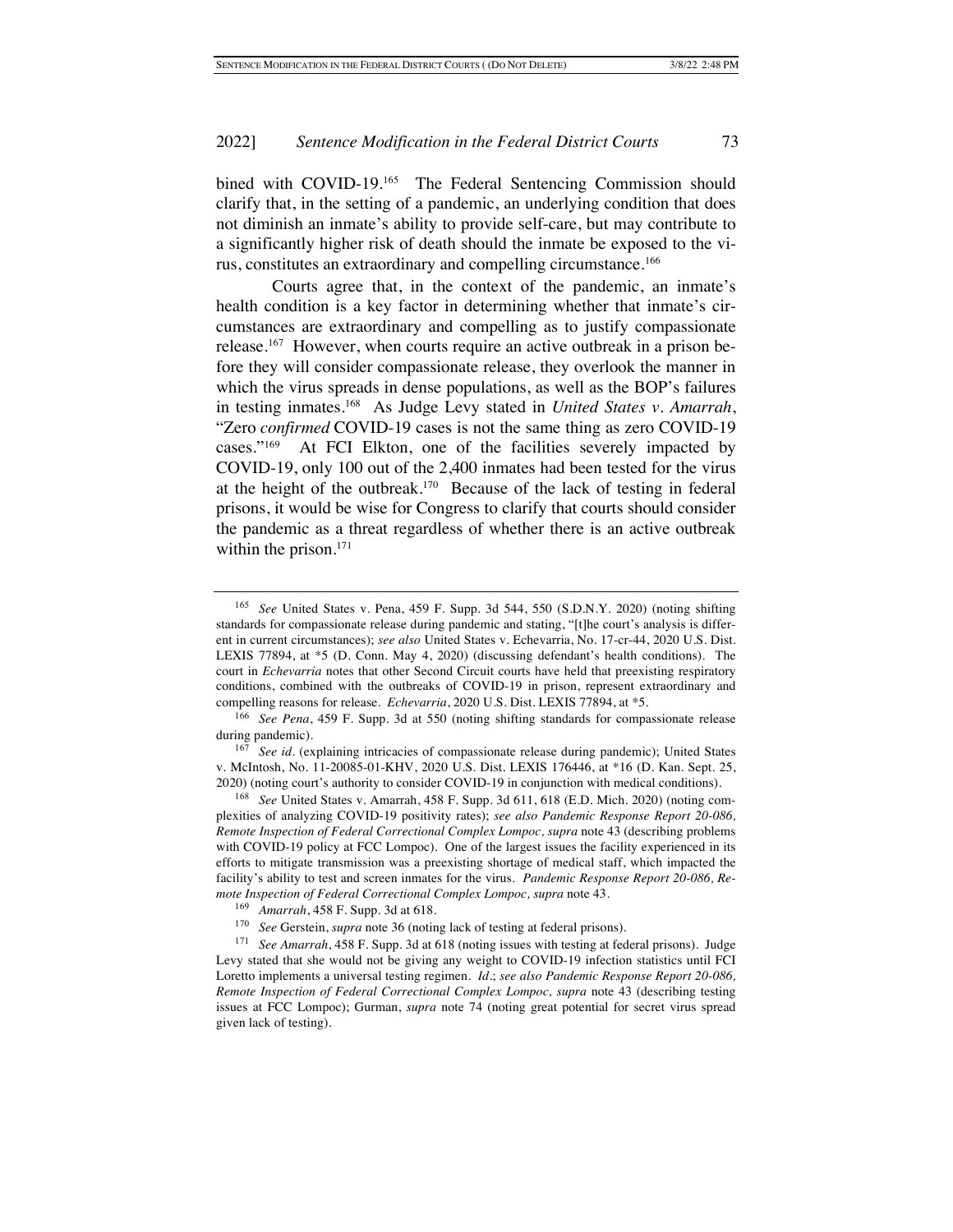bined with COVID-19.[165] The Federal Sentencing Commission should clarify that, in the setting of a pandemic, an underlying condition that does not diminish an inmate's ability to provide self-care, but may contribute to a significantly higher risk of death should the inmate be exposed to the virus, constitutes an extraordinary and compelling circumstance.[166]

Courts agree that, in the context of the pandemic, an inmate's health condition is a key factor in determining whether that inmate's circumstances are extraordinary and compelling as to justify compassionate release.[167] However, when courts require an active outbreak in a prison before they will consider compassionate release, they overlook the manner in which the virus spreads in dense populations, as well as the BOP's failures in testing inmates.[168] As Judge Levy stated in *United States v. Amarrah*, "Zero *confirmed* COVID-19 cases is not the same thing as zero COVID-19 cases."[169] At FCI Elkton, one of the facilities severely impacted by COVID-19, only 100 out of the 2,400 inmates had been tested for the virus at the height of the outbreak.[170] Because of the lack of testing in federal prisons, it would be wise for Congress to clarify that courts should consider the pandemic as a threat regardless of whether there is an active outbreak within the prison.[171]

---

[165] *See* United States v. Pena, 459 F. Supp. 3d 544, 550 (S.D.N.Y. 2020) (noting shifting standards for compassionate release during pandemic and stating, "[t]he court's analysis is different in current circumstances); *see also* United States v. Echevarria, No. 17-cr-44, 2020 U.S. Dist. LEXIS 77894, at *5 (D. Conn. May 4, 2020) (discussing defendant's health conditions). The court in *Echevarria* notes that other Second Circuit courts have held that preexisting respiratory conditions, combined with the outbreaks of COVID-19 in prison, represent extraordinary and compelling reasons for release. *Echevarria*, 2020 U.S. Dist. LEXIS 77894, at *5.

[166] *See Pena*, 459 F. Supp. 3d at 550 (noting shifting standards for compassionate release during pandemic).

[167] *See id.* (explaining intricacies of compassionate release during pandemic); United States v. McIntosh, No. 11-20085-01-KHV, 2020 U.S. Dist. LEXIS 176446, at *16 (D. Kan. Sept. 25, 2020) (noting court's authority to consider COVID-19 in conjunction with medical conditions).

[168] *See* United States v. Amarrah, 458 F. Supp. 3d 611, 618 (E.D. Mich. 2020) (noting complexities of analyzing COVID-19 positivity rates); *see also Pandemic Response Report 20-086, Remote Inspection of Federal Correctional Complex Lompoc, supra* note 43 (describing problems with COVID-19 policy at FCC Lompoc). One of the largest issues the facility experienced in its efforts to mitigate transmission was a preexisting shortage of medical staff, which impacted the facility's ability to test and screen inmates for the virus. *Pandemic Response Report 20-086, Remote Inspection of Federal Correctional Complex Lompoc, supra* note 43.

[169] *Amarrah*, 458 F. Supp. 3d at 618.

[170] *See* Gerstein, *supra* note 36 (noting lack of testing at federal prisons).

[171] *See Amarrah*, 458 F. Supp. 3d at 618 (noting issues with testing at federal prisons). Judge Levy stated that she would not be giving any weight to COVID-19 infection statistics until FCI Loretto implements a universal testing regimen. *Id.*; *see also Pandemic Response Report 20-086, Remote Inspection of Federal Correctional Complex Lompoc, supra* note 43 (describing testing issues at FCC Lompoc); Gurman, *supra* note 74 (noting great potential for secret virus spread given lack of testing).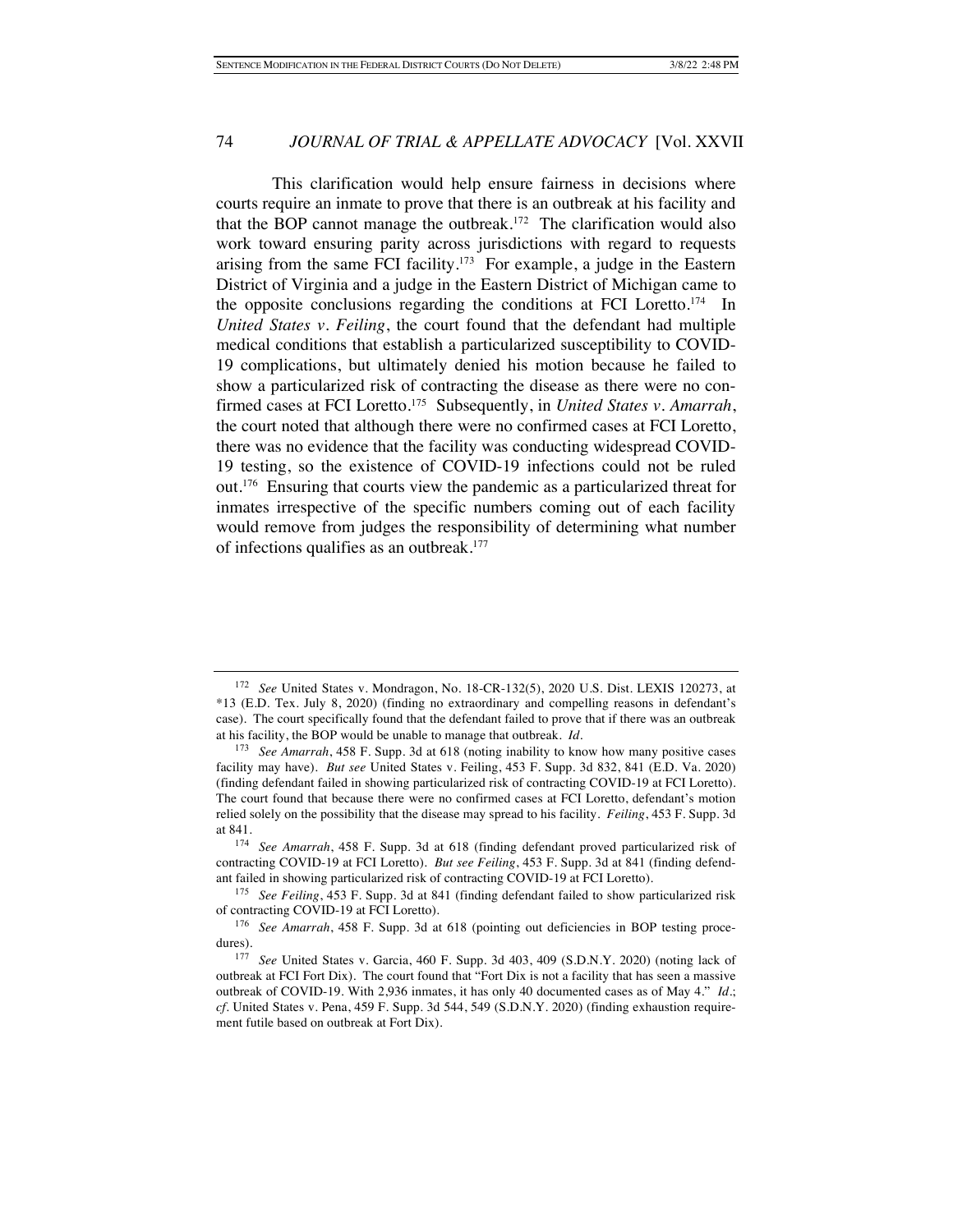This clarification would help ensure fairness in decisions where courts require an inmate to prove that there is an outbreak at his facility and that the BOP cannot manage the outbreak.[172] The clarification would also work toward ensuring parity across jurisdictions with regard to requests arising from the same FCI facility.[173] For example, a judge in the Eastern District of Virginia and a judge in the Eastern District of Michigan came to the opposite conclusions regarding the conditions at FCI Loretto.[174] In *United States v. Feiling*, the court found that the defendant had multiple medical conditions that establish a particularized susceptibility to COVID-19 complications, but ultimately denied his motion because he failed to show a particularized risk of contracting the disease as there were no confirmed cases at FCI Loretto.[175] Subsequently, in *United States v. Amarrah*, the court noted that although there were no confirmed cases at FCI Loretto, there was no evidence that the facility was conducting widespread COVID-19 testing, so the existence of COVID-19 infections could not be ruled out.[176] Ensuring that courts view the pandemic as a particularized threat for inmates irrespective of the specific numbers coming out of each facility would remove from judges the responsibility of determining what number of infections qualifies as an outbreak.[177]

---

[172] *See* United States v. Mondragon, No. 18-CR-132(5), 2020 U.S. Dist. LEXIS 120273, at *13 (E.D. Tex. July 8, 2020) (finding no extraordinary and compelling reasons in defendant's case). The court specifically found that the defendant failed to prove that if there was an outbreak at his facility, the BOP would be unable to manage that outbreak. *Id.*

[173] *See Amarrah*, 458 F. Supp. 3d at 618 (noting inability to know how many positive cases facility may have). *But see* United States v. Feiling, 453 F. Supp. 3d 832, 841 (E.D. Va. 2020) (finding defendant failed in showing particularized risk of contracting COVID-19 at FCI Loretto). The court found that because there were no confirmed cases at FCI Loretto, defendant's motion relied solely on the possibility that the disease may spread to his facility. *Feiling*, 453 F. Supp. 3d at 841.

[174] *See Amarrah*, 458 F. Supp. 3d at 618 (finding defendant proved particularized risk of contracting COVID-19 at FCI Loretto). *But see Feiling*, 453 F. Supp. 3d at 841 (finding defendant failed in showing particularized risk of contracting COVID-19 at FCI Loretto).

[175] *See Feiling*, 453 F. Supp. 3d at 841 (finding defendant failed to show particularized risk of contracting COVID-19 at FCI Loretto).

[176] *See Amarrah*, 458 F. Supp. 3d at 618 (pointing out deficiencies in BOP testing procedures).

[177] *See* United States v. Garcia, 460 F. Supp. 3d 403, 409 (S.D.N.Y. 2020) (noting lack of outbreak at FCI Fort Dix). The court found that "Fort Dix is not a facility that has seen a massive outbreak of COVID-19. With 2,936 inmates, it has only 40 documented cases as of May 4." *Id.*; *cf.* United States v. Pena, 459 F. Supp. 3d 544, 549 (S.D.N.Y. 2020) (finding exhaustion requirement futile based on outbreak at Fort Dix).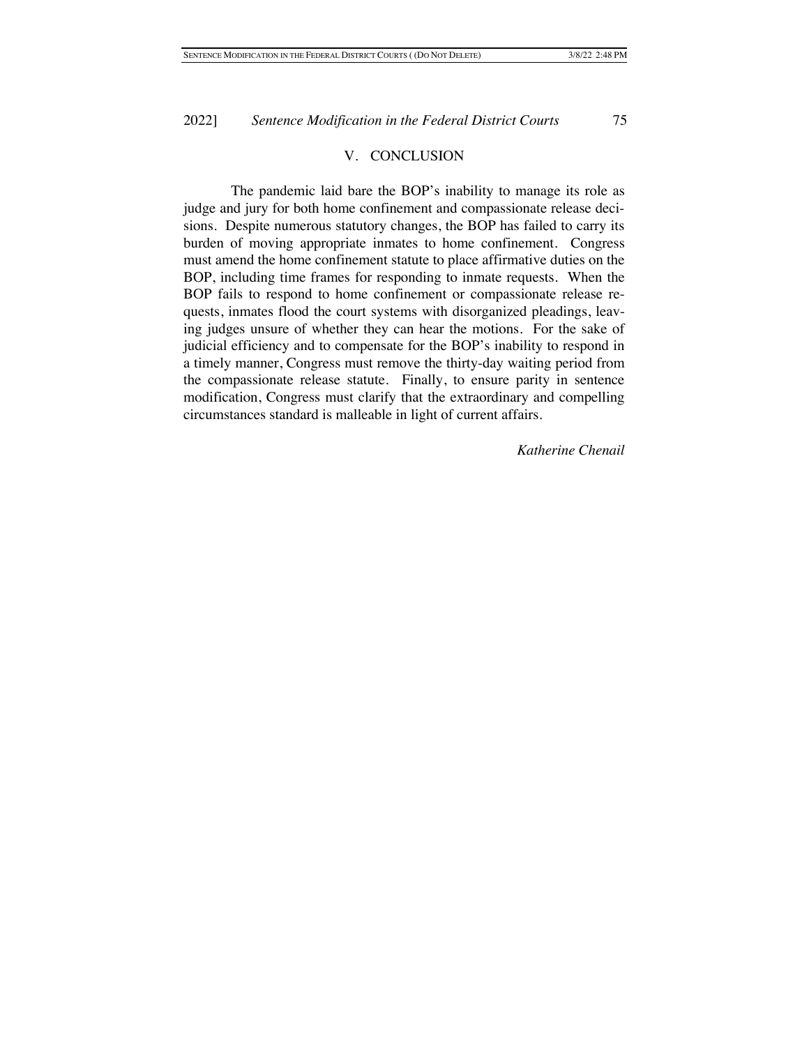## V. CONCLUSION

The pandemic laid bare the BOP's inability to manage its role as judge and jury for both home confinement and compassionate release decisions. Despite numerous statutory changes, the BOP has failed to carry its burden of moving appropriate inmates to home confinement. Congress must amend the home confinement statute to place affirmative duties on the BOP, including time frames for responding to inmate requests. When the BOP fails to respond to home confinement or compassionate release requests, inmates flood the court systems with disorganized pleadings, leaving judges unsure of whether they can hear the motions. For the sake of judicial efficiency and to compensate for the BOP's inability to respond in a timely manner, Congress must remove the thirty-day waiting period from the compassionate release statute. Finally, to ensure parity in sentence modification, Congress must clarify that the extraordinary and compelling circumstances standard is malleable in light of current affairs.

*Katherine Chenail*